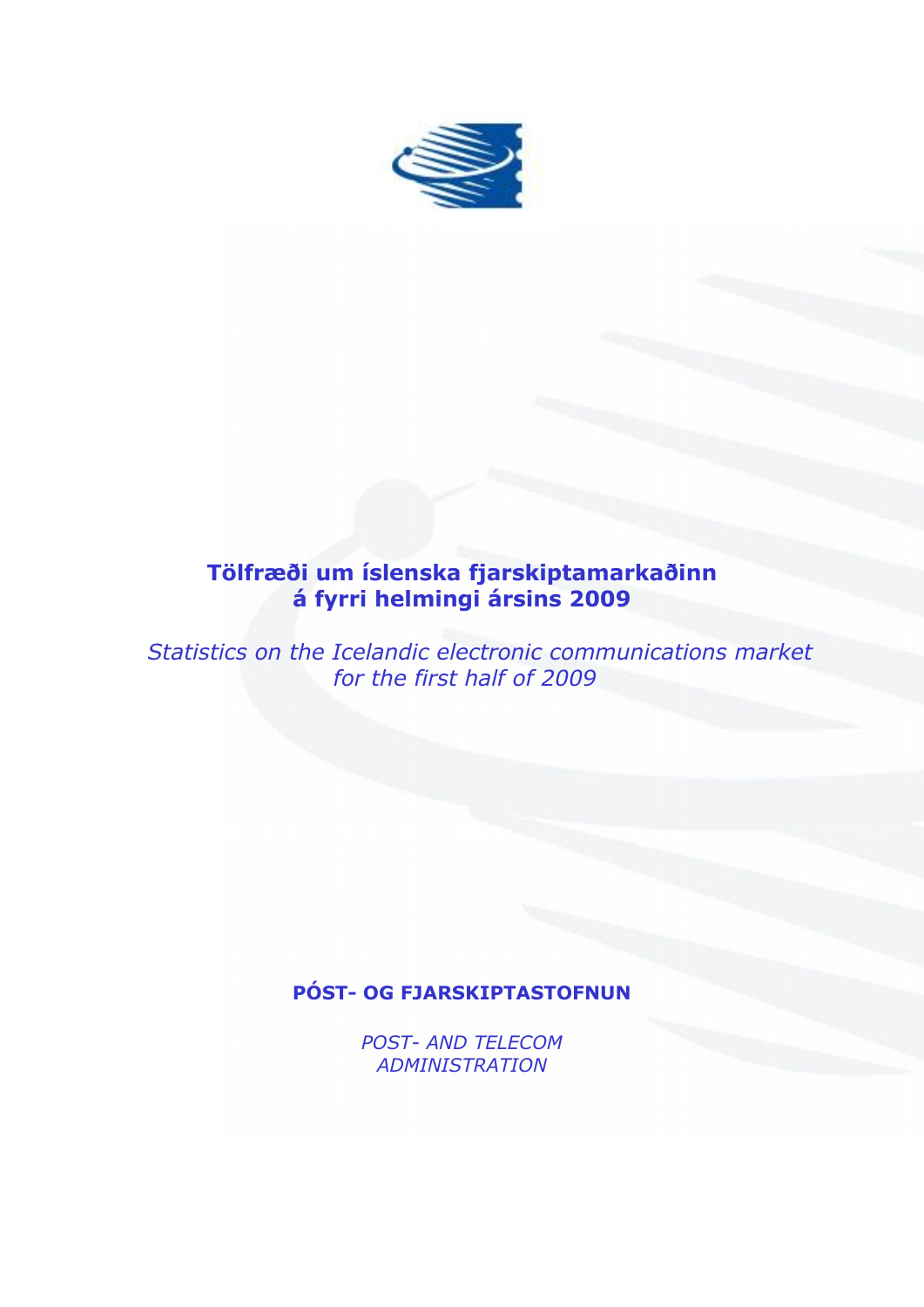# Tölfræði um íslenska fjarskiptamarkaðinn á fyrri helmingi ársins 2009

*Statistics on the Icelandic electronic communications market for the first half of 2009*

**PÓST- OG FJARSKIPTASTOFNUN**

*POST- AND TELECOM ADMINISTRATION*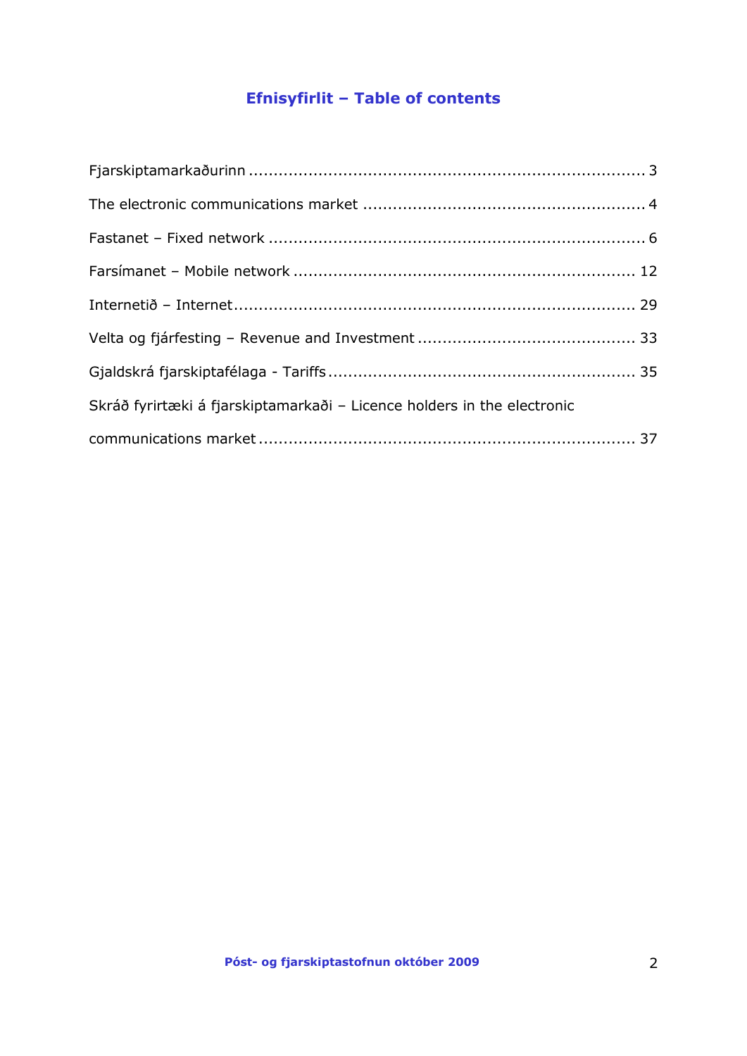# Efnisyfirlit – Table of contents

Fjarskiptamarkaðurinn ............................................................................. 3

The electronic communications market ....................................................... 4

Fastanet – Fixed network .......................................................................... 6

Farsímanet – Mobile network .................................................................. 12

Internetið – Internet ............................................................................... 29

Velta og fjárfesting – Revenue and Investment .......................................... 33

Gjaldskrá fjarskiptafélaga - Tariffs ........................................................... 35

Skráð fyrirtæki á fjarskiptamarkaði – Licence holders in the electronic communications market ......................................................................... 37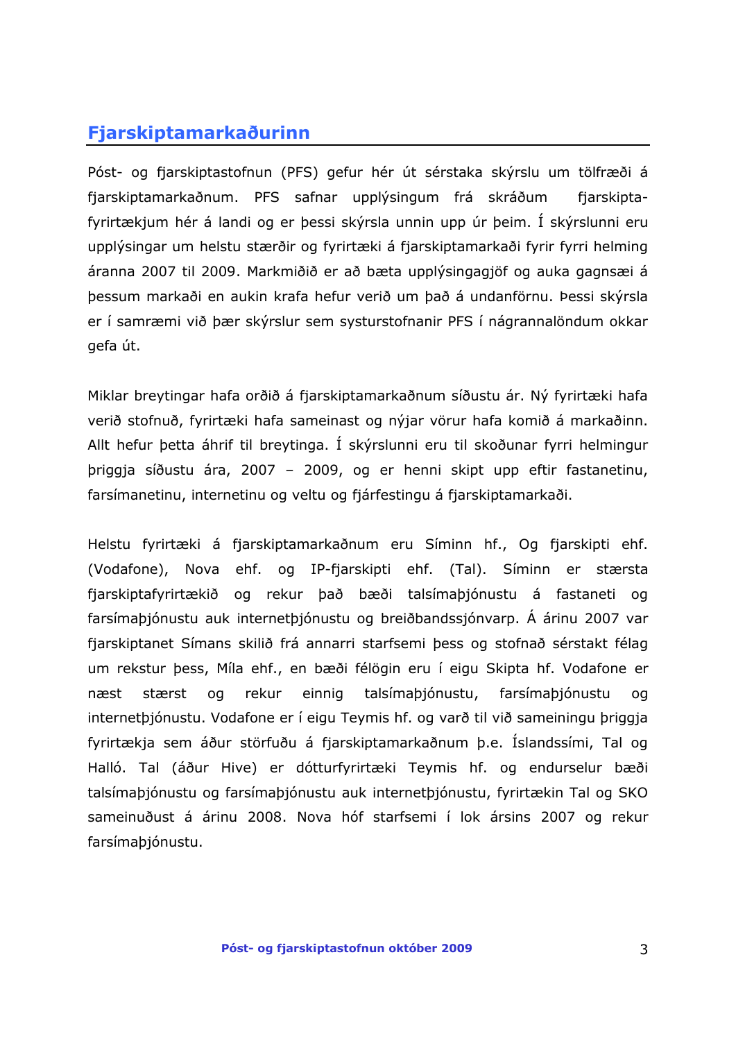## Fjarskiptamarkaðurinn

Póst- og fjarskiptastofnun (PFS) gefur hér út sérstaka skýrslu um tölfræði á fjarskiptamarkaðnum. PFS safnar upplýsingum frá skráðum fjarskipta-fyrirtækjum hér á landi og er þessi skýrsla unnin upp úr þeim. Í skýrslunni eru upplýsingar um helstu stærðir og fyrirtæki á fjarskiptamarkaði fyrir fyrri helming áranna 2007 til 2009. Markmiðið er að bæta upplýsingagjöf og auka gagnsæi á þessum markaði en aukin krafa hefur verið um það á undanförnu. Þessi skýrsla er í samræmi við þær skýrslur sem systurstofnanir PFS í nágrannalöndum okkar gefa út.

Miklar breytingar hafa orðið á fjarskiptamarkaðnum síðustu ár. Ný fyrirtæki hafa verið stofnuð, fyrirtæki hafa sameinast og nýjar vörur hafa komið á markaðinn. Allt hefur þetta áhrif til breytinga. Í skýrslunni eru til skoðunar fyrri helmingur þriggja síðustu ára, 2007 – 2009, og er henni skipt upp eftir fastanetinu, farsímanetinu, internetinu og veltu og fjárfestingu á fjarskiptamarkaði.

Helstu fyrirtæki á fjarskiptamarkaðnum eru Síminn hf., Og fjarskipti ehf. (Vodafone), Nova ehf. og IP-fjarskipti ehf. (Tal). Síminn er stærsta fjarskiptafyrirtækið og rekur það bæði talsímaþjónustu á fastaneti og farsímaþjónustu auk internetþjónustu og breiðbandssjónvarp. Á árinu 2007 var fjarskiptanet Símans skilið frá annarri starfsemi þess og stofnað sérstakt félag um rekstur þess, Míla ehf., en bæði félögin eru í eigu Skipta hf. Vodafone er næst stærst og rekur einnig talsímaþjónustu, farsímaþjónustu og internetþjónustu. Vodafone er í eigu Teymis hf. og varð til við sameiningu þriggja fyrirtækja sem áður störfuðu á fjarskiptamarkaðnum þ.e. Íslandssími, Tal og Halló. Tal (áður Hive) er dótturfyrirtæki Teymis hf. og endurselur bæði talsímaþjónustu og farsímaþjónustu auk internetþjónustu, fyrirtækin Tal og SKO sameinuðust á árinu 2008. Nova hóf starfsemi í lok ársins 2007 og rekur farsímaþjónustu.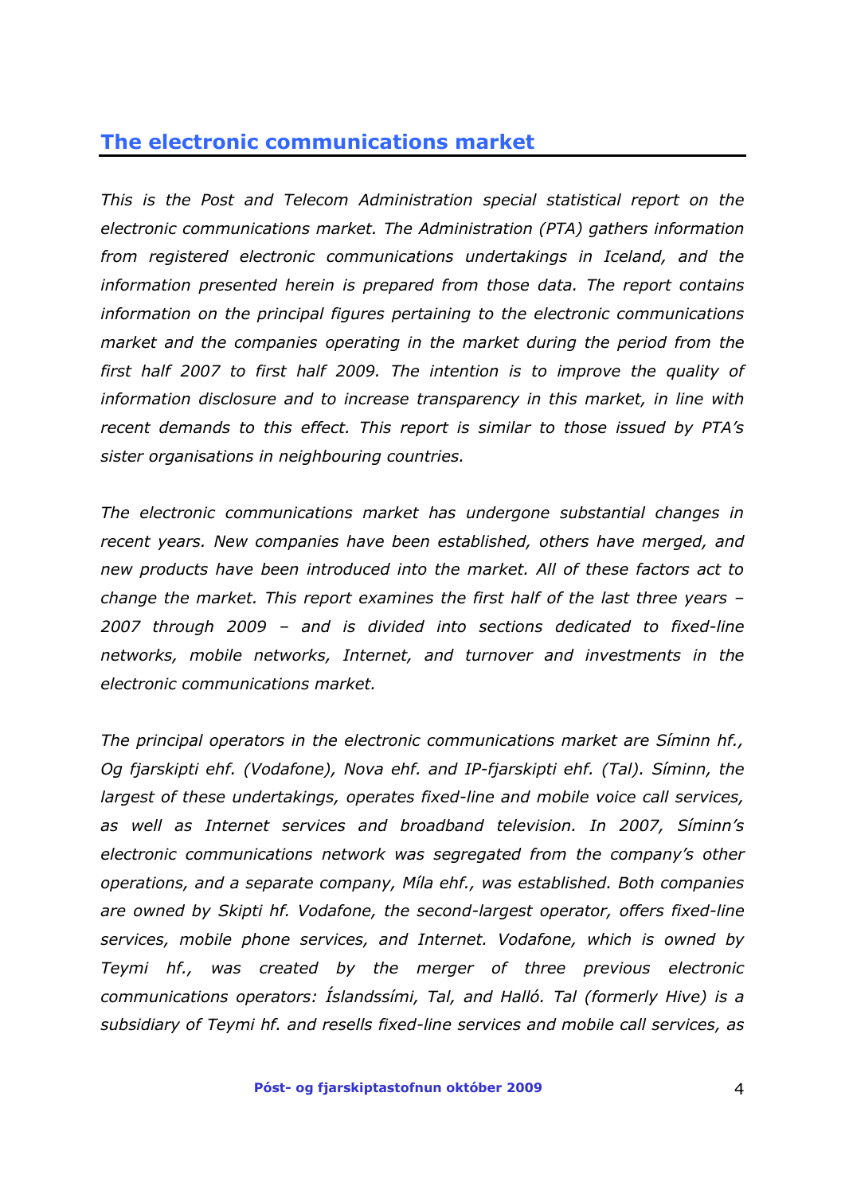## The electronic communications market

*This is the Post and Telecom Administration special statistical report on the electronic communications market. The Administration (PTA) gathers information from registered electronic communications undertakings in Iceland, and the information presented herein is prepared from those data. The report contains information on the principal figures pertaining to the electronic communications market and the companies operating in the market during the period from the first half 2007 to first half 2009. The intention is to improve the quality of information disclosure and to increase transparency in this market, in line with recent demands to this effect. This report is similar to those issued by PTA's sister organisations in neighbouring countries.*

*The electronic communications market has undergone substantial changes in recent years. New companies have been established, others have merged, and new products have been introduced into the market. All of these factors act to change the market. This report examines the first half of the last three years – 2007 through 2009 – and is divided into sections dedicated to fixed-line networks, mobile networks, Internet, and turnover and investments in the electronic communications market.*

*The principal operators in the electronic communications market are Síminn hf., Og fjarskipti ehf. (Vodafone), Nova ehf. and IP-fjarskipti ehf. (Tal). Síminn, the largest of these undertakings, operates fixed-line and mobile voice call services, as well as Internet services and broadband television. In 2007, Síminn's electronic communications network was segregated from the company's other operations, and a separate company, Míla ehf., was established. Both companies are owned by Skipti hf. Vodafone, the second-largest operator, offers fixed-line services, mobile phone services, and Internet. Vodafone, which is owned by Teymi hf., was created by the merger of three previous electronic communications operators: Íslandssími, Tal, and Halló. Tal (formerly Hive) is a subsidiary of Teymi hf. and resells fixed-line services and mobile call services, as*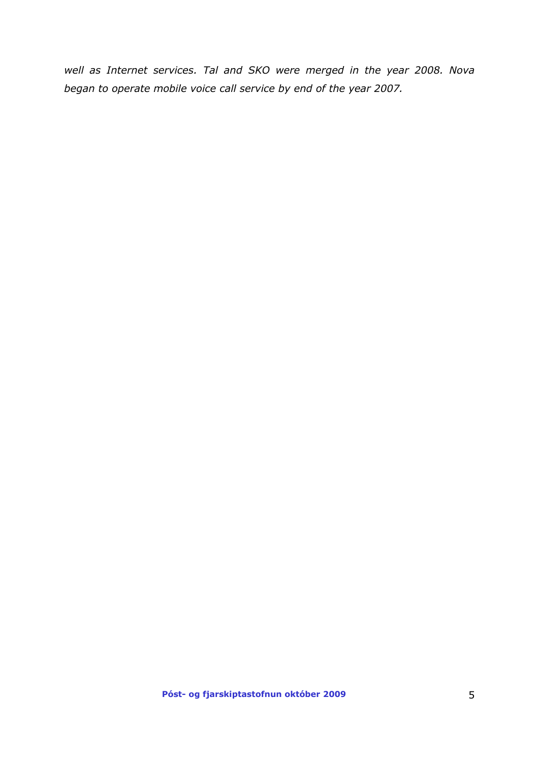*well as Internet services. Tal and SKO were merged in the year 2008. Nova began to operate mobile voice call service by end of the year 2007.*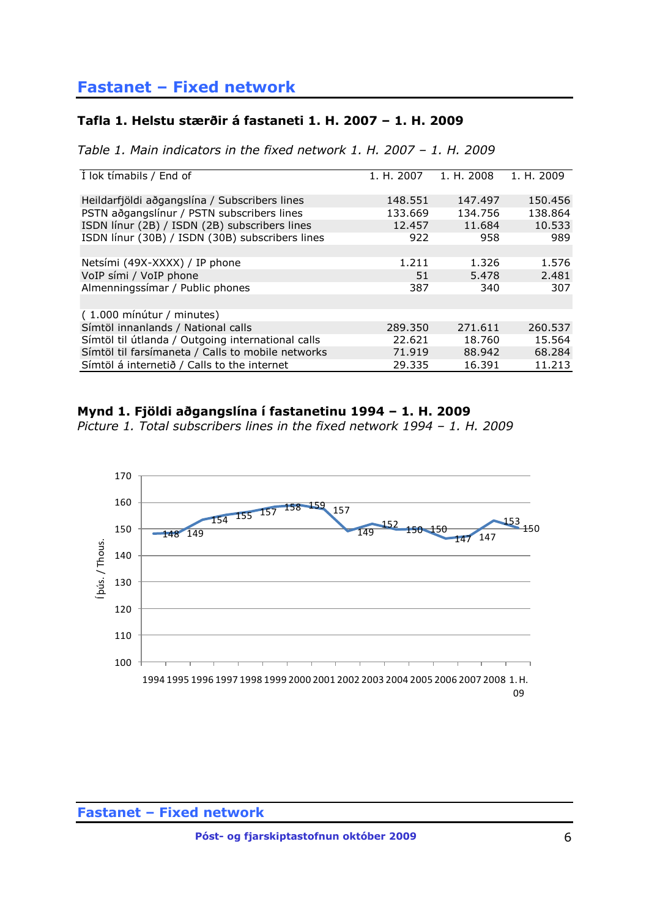# Fastanet – Fixed network

### Tafla 1. Helstu stærðir á fastaneti 1. H. 2007 – 1. H. 2009

*Table 1. Main indicators in the fixed network 1. H. 2007 – 1. H. 2009*

| Í lok tímabils / End of | 1. H. 2007 | 1. H. 2008 | 1. H. 2009 |
|---|---|---|---|
| Heildarfjöldi aðgangslína / Subscribers lines | 148.551 | 147.497 | 150.456 |
| PSTN aðgangslínur / PSTN subscribers lines | 133.669 | 134.756 | 138.864 |
| ISDN línur (2B) / ISDN (2B) subscribers lines | 12.457 | 11.684 | 10.533 |
| ISDN línur (30B) / ISDN (30B) subscribers lines | 922 | 958 | 989 |
| | | | |
| Netsími (49X-XXXX) / IP phone | 1.211 | 1.326 | 1.576 |
| VoIP sími / VoIP phone | 51 | 5.478 | 2.481 |
| Almenningssímar / Public phones | 387 | 340 | 307 |
| | | | |
| ( 1.000 mínútur / minutes) | | | |
| Símtöl innanlands / National calls | 289.350 | 271.611 | 260.537 |
| Símtöl til útlanda / Outgoing international calls | 22.621 | 18.760 | 15.564 |
| Símtöl til farsímaneta / Calls to mobile networks | 71.919 | 88.942 | 68.284 |
| Símtöl á internetið / Calls to the internet | 29.335 | 16.391 | 11.213 |

### Mynd 1. Fjöldi aðgangslína í fastanetinu 1994 – 1. H. 2009

*Picture 1. Total subscribers lines in the fixed network 1994 – 1. H. 2009*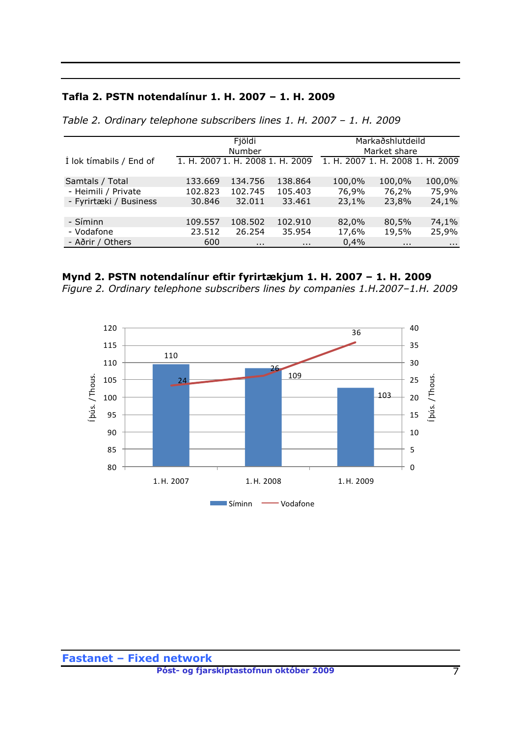### Tafla 2. PSTN notendalínur 1. H. 2007 – 1. H. 2009

*Table 2. Ordinary telephone subscribers lines 1. H. 2007 – 1. H. 2009*

| | Fjöldi Number | | | Markaðshlutdeild Market share | | |
|---|---|---|---|---|---|---|
| Í lok tímabils / End of | 1. H. 2007 | 1. H. 2008 | 1. H. 2009 | 1. H. 2007 | 1. H. 2008 | 1. H. 2009 |
| Samtals / Total | 133.669 | 134.756 | 138.864 | 100,0% | 100,0% | 100,0% |
| - Heimili / Private | 102.823 | 102.745 | 105.403 | 76,9% | 76,2% | 75,9% |
| - Fyrirtæki / Business | 30.846 | 32.011 | 33.461 | 23,1% | 23,8% | 24,1% |
| | | | | | | |
| - Síminn | 109.557 | 108.502 | 102.910 | 82,0% | 80,5% | 74,1% |
| - Vodafone | 23.512 | 26.254 | 35.954 | 17,6% | 19,5% | 25,9% |
| - Aðrir / Others | 600 | … | … | 0,4% | … | … |

**Mynd 2. PSTN notendalínur eftir fyrirtækjum 1. H. 2007 – 1. H. 2009**

*Figure 2. Ordinary telephone subscribers lines by companies 1.H.2007–1.H. 2009*

| | Síminn (Íþús. / Thous.) | Vodafone (Íþús. / Thous.) |
|---|---|---|
| 1. H. 2007 | 110 | 24 |
| 1. H. 2008 | 109 | 26 |
| 1. H. 2009 | 103 | 36 |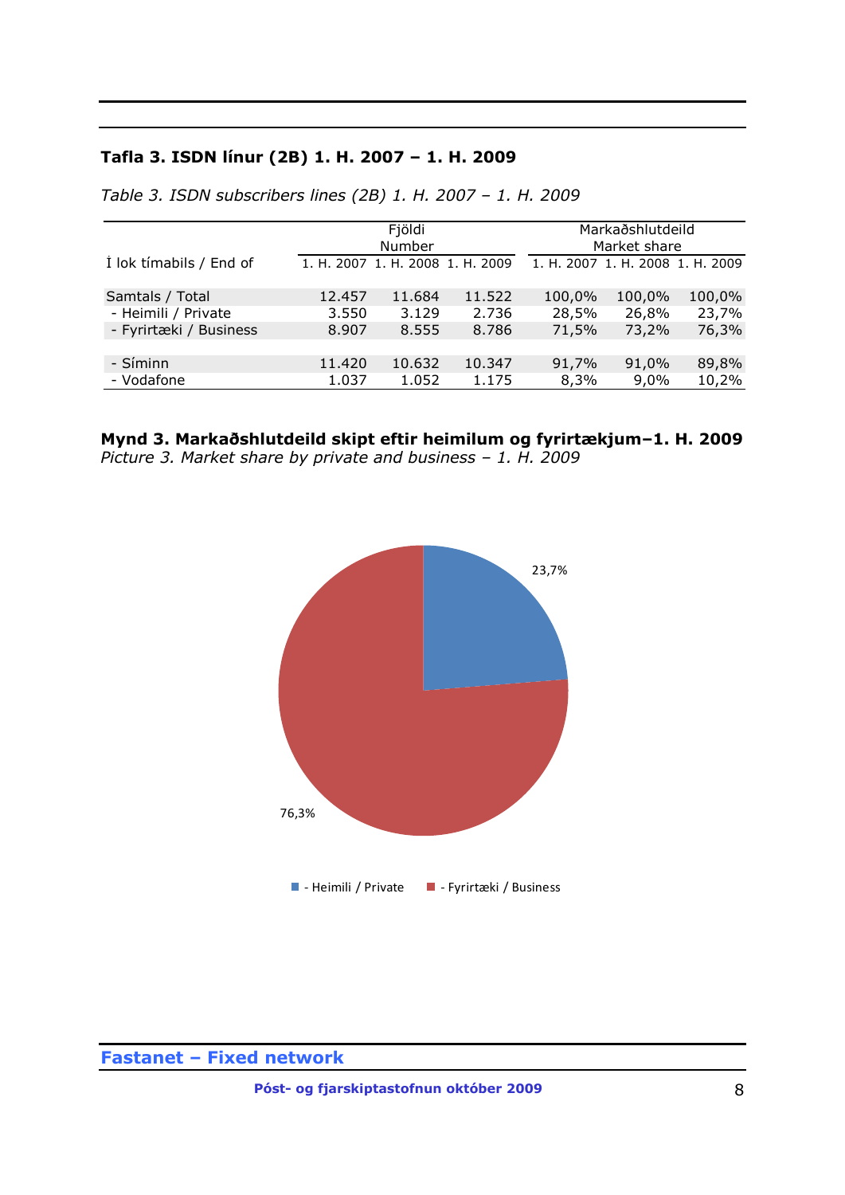**Tafla 3. ISDN línur (2B) 1. H. 2007 – 1. H. 2009**

*Table 3. ISDN subscribers lines (2B) 1. H. 2007 – 1. H. 2009*

| | Fjöldi Number | | | Markaðshlutdeild Market share | | |
|---|---|---|---|---|---|---|
| Í lok tímabils / End of | 1. H. 2007 | 1. H. 2008 | 1. H. 2009 | 1. H. 2007 | 1. H. 2008 | 1. H. 2009 |
| Samtals / Total | 12.457 | 11.684 | 11.522 | 100,0% | 100,0% | 100,0% |
| - Heimili / Private | 3.550 | 3.129 | 2.736 | 28,5% | 26,8% | 23,7% |
| - Fyrirtæki / Business | 8.907 | 8.555 | 8.786 | 71,5% | 73,2% | 76,3% |
| | | | | | | |
| - Síminn | 11.420 | 10.632 | 10.347 | 91,7% | 91,0% | 89,8% |
| - Vodafone | 1.037 | 1.052 | 1.175 | 8,3% | 9,0% | 10,2% |

**Mynd 3. Markaðshlutdeild skipt eftir heimilum og fyrirtækjum–1. H. 2009**
*Picture 3. Market share by private and business – 1. H. 2009*

23,7%

76,3%

- Heimili / Private
- Fyrirtæki / Business

**Fastanet – Fixed network**

**Póst- og fjarskiptastofnun október 2009**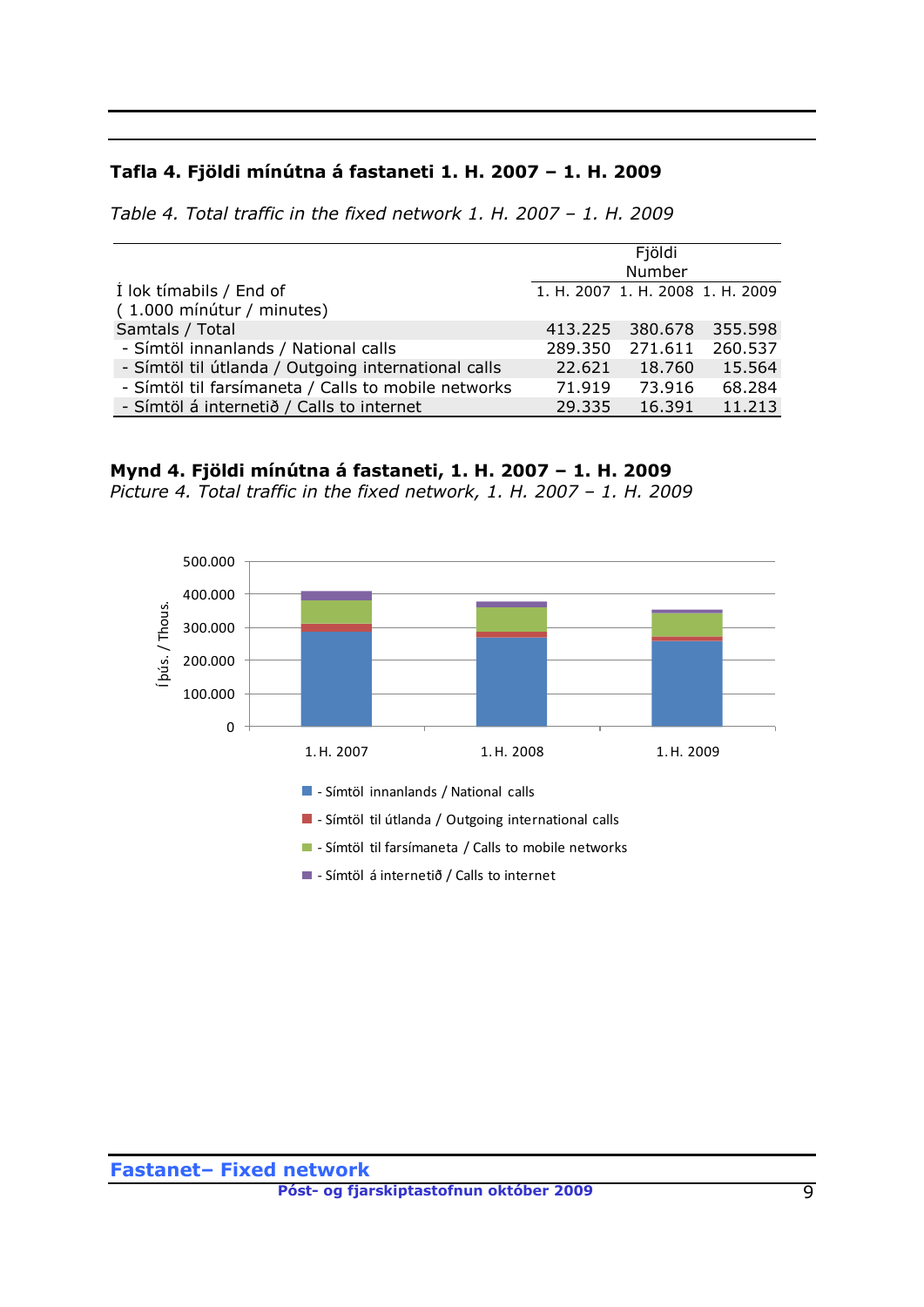**Tafla 4. Fjöldi mínútna á fastaneti 1. H. 2007 – 1. H. 2009**

*Table 4. Total traffic in the fixed network 1. H. 2007 – 1. H. 2009*

| Í lok tímabils / End of<br>( 1.000 mínútur / minutes) | Fjöldi<br>Number | | |
|---|---|---|---|
| | 1. H. 2007 | 1. H. 2008 | 1. H. 2009 |
| Samtals / Total | 413.225 | 380.678 | 355.598 |
| - Símtöl innanlands / National calls | 289.350 | 271.611 | 260.537 |
| - Símtöl til útlanda / Outgoing international calls | 22.621 | 18.760 | 15.564 |
| - Símtöl til farsímaneta / Calls to mobile networks | 71.919 | 73.916 | 68.284 |
| - Símtöl á internetið / Calls to internet | 29.335 | 16.391 | 11.213 |

**Mynd 4. Fjöldi mínútna á fastaneti, 1. H. 2007 – 1. H. 2009**

*Picture 4. Total traffic in the fixed network, 1. H. 2007 – 1. H. 2009*

**Fastanet– Fixed network**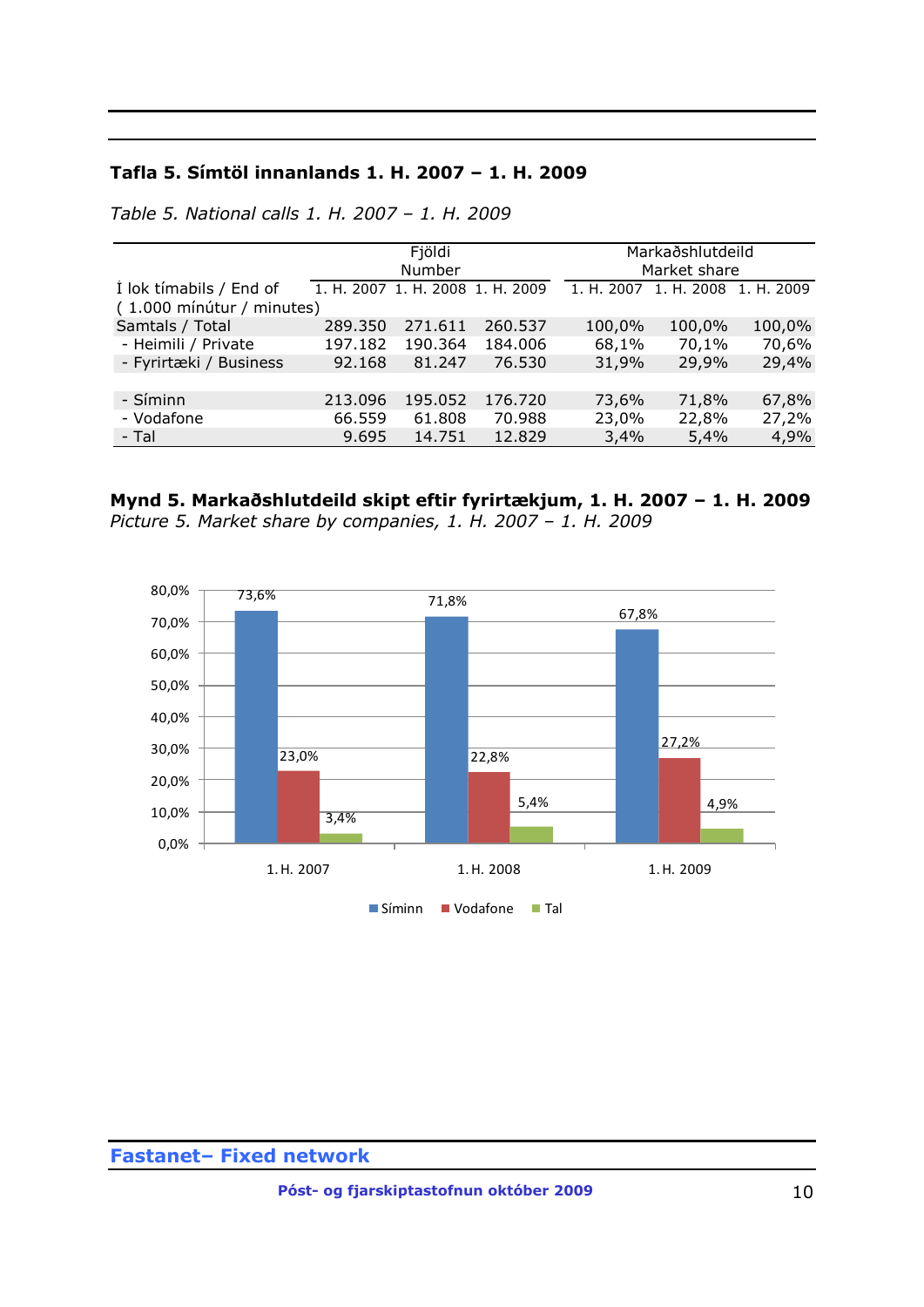**Tafla 5. Símtöl innanlands 1. H. 2007 – 1. H. 2009**

*Table 5. National calls 1. H. 2007 – 1. H. 2009*

| | Fjöldi Number | | | Markaðshlutdeild Market share | | |
|---|---|---|---|---|---|---|
| Í lok tímabils / End of ( 1.000 mínútur / minutes) | 1. H. 2007 | 1. H. 2008 | 1. H. 2009 | 1. H. 2007 | 1. H. 2008 | 1. H. 2009 |
| Samtals / Total | 289.350 | 271.611 | 260.537 | 100,0% | 100,0% | 100,0% |
| - Heimili / Private | 197.182 | 190.364 | 184.006 | 68,1% | 70,1% | 70,6% |
| - Fyrirtæki / Business | 92.168 | 81.247 | 76.530 | 31,9% | 29,9% | 29,4% |
| | | | | | | |
| - Síminn | 213.096 | 195.052 | 176.720 | 73,6% | 71,8% | 67,8% |
| - Vodafone | 66.559 | 61.808 | 70.988 | 23,0% | 22,8% | 27,2% |
| - Tal | 9.695 | 14.751 | 12.829 | 3,4% | 5,4% | 4,9% |

**Mynd 5. Markaðshlutdeild skipt eftir fyrirtækjum, 1. H. 2007 – 1. H. 2009**
*Picture 5. Market share by companies, 1. H. 2007 – 1. H. 2009*

| | Síminn | Vodafone | Tal |
|---|---|---|---|
| 1. H. 2007 | 73,6% | 23,0% | 3,4% |
| 1. H. 2008 | 71,8% | 22,8% | 5,4% |
| 1. H. 2009 | 67,8% | 27,2% | 4,9% |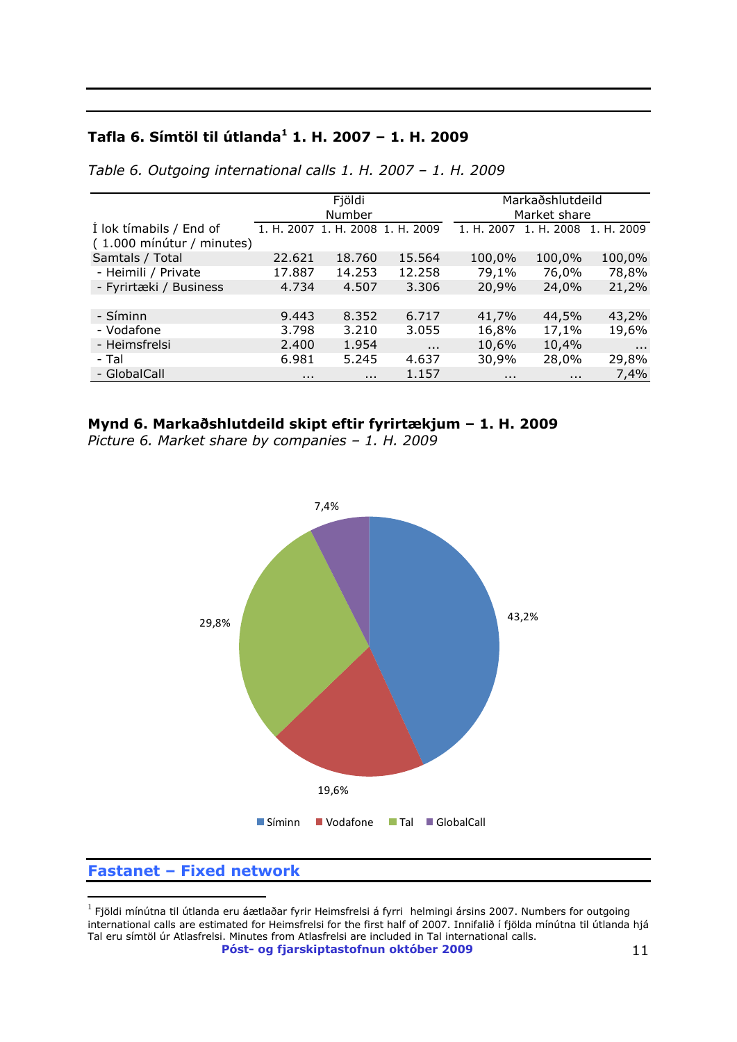### Tafla 6. Símtöl til útlanda[1] 1. H. 2007 – 1. H. 2009

*Table 6. Outgoing international calls 1. H. 2007 – 1. H. 2009*

| | Fjöldi Number | | | Markaðshlutdeild Market share | | |
|---|---|---|---|---|---|---|
| Í lok tímabils / End of ( 1.000 mínútur / minutes) | 1. H. 2007 | 1. H. 2008 | 1. H. 2009 | 1. H. 2007 | 1. H. 2008 | 1. H. 2009 |
| Samtals / Total | 22.621 | 18.760 | 15.564 | 100,0% | 100,0% | 100,0% |
| - Heimili / Private | 17.887 | 14.253 | 12.258 | 79,1% | 76,0% | 78,8% |
| - Fyrirtæki / Business | 4.734 | 4.507 | 3.306 | 20,9% | 24,0% | 21,2% |
| | | | | | | |
| - Síminn | 9.443 | 8.352 | 6.717 | 41,7% | 44,5% | 43,2% |
| - Vodafone | 3.798 | 3.210 | 3.055 | 16,8% | 17,1% | 19,6% |
| - Heimsfrelsi | 2.400 | 1.954 | ... | 10,6% | 10,4% | ... |
| - Tal | 6.981 | 5.245 | 4.637 | 30,9% | 28,0% | 29,8% |
| - GlobalCall | ... | ... | 1.157 | ... | ... | 7,4% |

**Mynd 6. Markaðshlutdeild skipt eftir fyrirtækjum – 1. H. 2009**
*Picture 6. Market share by companies – 1. H. 2009*

7,4%
43,2%
29,8%
19,6%

Síminn Vodafone Tal GlobalCall

## Fastanet – Fixed network

[1] Fjöldi mínútna til útlanda eru áætlaðar fyrir Heimsfrelsi á fyrri helmingi ársins 2007. Numbers for outgoing international calls are estimated for Heimsfrelsi for the first half of 2007. Innifalið í fjölda mínútna til útlanda hjá Tal eru símtöl úr Atlasfrelsi. Minutes from Atlasfrelsi are included in Tal international calls.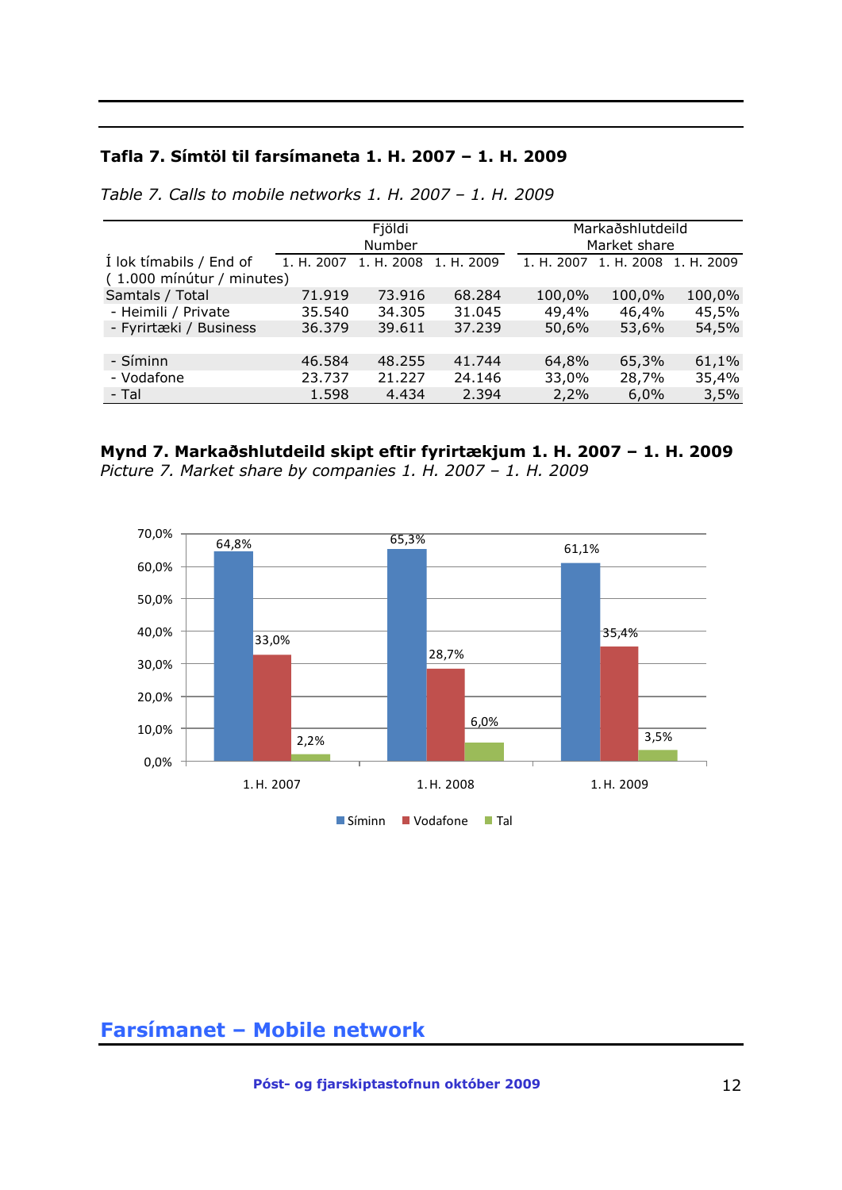**Tafla 7. Símtöl til farsímaneta 1. H. 2007 – 1. H. 2009**

*Table 7. Calls to mobile networks 1. H. 2007 – 1. H. 2009*

| Í lok tímabils / End of ( 1.000 mínútur / minutes) | Fjöldi Number | | | Markaðshlutdeild Market share | | |
|---|---|---|---|---|---|---|
| | 1. H. 2007 | 1. H. 2008 | 1. H. 2009 | 1. H. 2007 | 1. H. 2008 | 1. H. 2009 |
| Samtals / Total | 71.919 | 73.916 | 68.284 | 100,0% | 100,0% | 100,0% |
| - Heimili / Private | 35.540 | 34.305 | 31.045 | 49,4% | 46,4% | 45,5% |
| - Fyrirtæki / Business | 36.379 | 39.611 | 37.239 | 50,6% | 53,6% | 54,5% |
| | | | | | | |
| - Síminn | 46.584 | 48.255 | 41.744 | 64,8% | 65,3% | 61,1% |
| - Vodafone | 23.737 | 21.227 | 24.146 | 33,0% | 28,7% | 35,4% |
| - Tal | 1.598 | 4.434 | 2.394 | 2,2% | 6,0% | 3,5% |

**Mynd 7. Markaðshlutdeild skipt eftir fyrirtækjum 1. H. 2007 – 1. H. 2009**
*Picture 7. Market share by companies 1. H. 2007 – 1. H. 2009*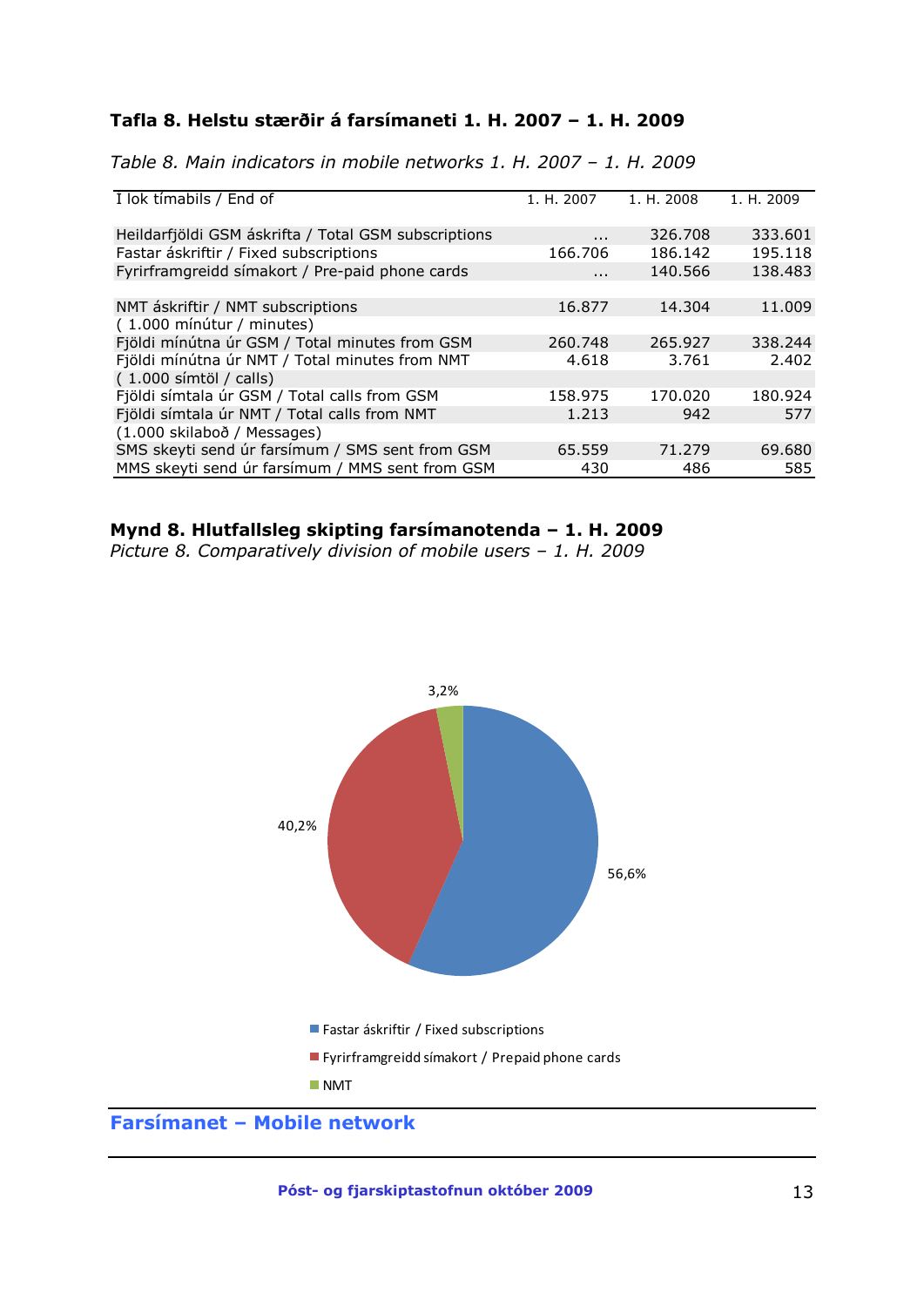**Tafla 8. Helstu stærðir á farsímaneti 1. H. 2007 – 1. H. 2009**

*Table 8. Main indicators in mobile networks 1. H. 2007 – 1. H. 2009*

| Í lok tímabils / End of | 1. H. 2007 | 1. H. 2008 | 1. H. 2009 |
|---|---|---|---|
| Heildarfjöldi GSM áskrifta / Total GSM subscriptions | ... | 326.708 | 333.601 |
| Fastar áskriftir / Fixed subscriptions | 166.706 | 186.142 | 195.118 |
| Fyrirframgreidd símakort / Pre-paid phone cards | ... | 140.566 | 138.483 |
| NMT áskriftir / NMT subscriptions | 16.877 | 14.304 | 11.009 |
| ( 1.000 mínútur / minutes) | | | |
| Fjöldi mínútna úr GSM / Total minutes from GSM | 260.748 | 265.927 | 338.244 |
| Fjöldi mínútna úr NMT / Total minutes from NMT | 4.618 | 3.761 | 2.402 |
| ( 1.000 símtöl / calls) | | | |
| Fjöldi símtala úr GSM / Total calls from GSM | 158.975 | 170.020 | 180.924 |
| Fjöldi símtala úr NMT / Total calls from NMT | 1.213 | 942 | 577 |
| (1.000 skilaboð / Messages) | | | |
| SMS skeyti send úr farsímum / SMS sent from GSM | 65.559 | 71.279 | 69.680 |
| MMS skeyti send úr farsímum / MMS sent from GSM | 430 | 486 | 585 |

**Mynd 8. Hlutfallsleg skipting farsímanotenda – 1. H. 2009**
*Picture 8. Comparatively division of mobile users – 1. H. 2009*

- Fastar áskriftir / Fixed subscriptions: 56,6%
- Fyrirframgreidd símakort / Prepaid phone cards: 40,2%
- NMT: 3,2%

## Farsímanet – Mobile network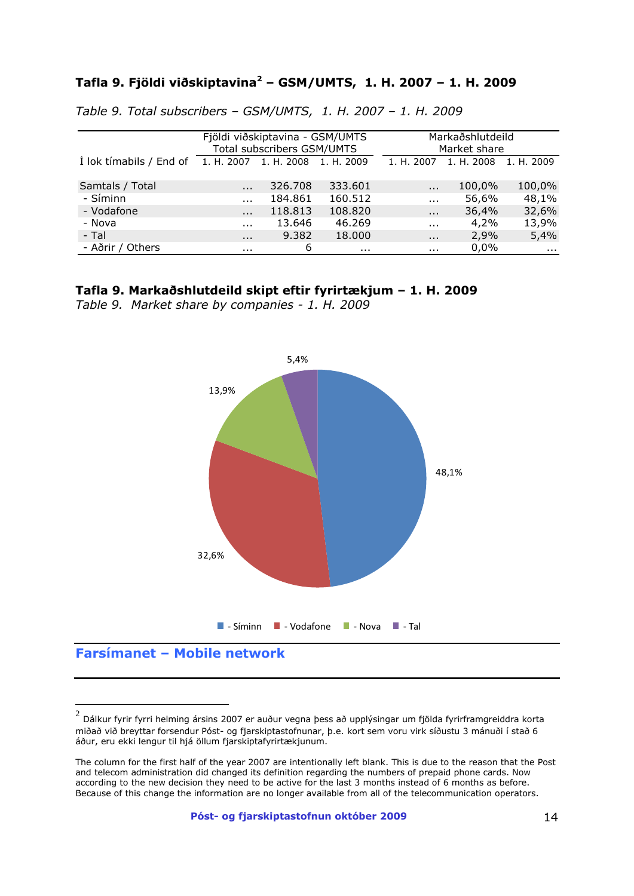### Tafla 9. Fjöldi viðskiptavina[2] – GSM/UMTS, 1. H. 2007 – 1. H. 2009

*Table 9. Total subscribers – GSM/UMTS, 1. H. 2007 – 1. H. 2009*

| | Fjöldi viðskiptavina - GSM/UMTS Total subscribers GSM/UMTS | | | Markaðshlutdeild Market share | | |
|---|---|---|---|---|---|---|
| Í lok tímabils / End of | 1. H. 2007 | 1. H. 2008 | 1. H. 2009 | 1. H. 2007 | 1. H. 2008 | 1. H. 2009 |
| Samtals / Total | ... | 326.708 | 333.601 | ... | 100,0% | 100,0% |
| - Síminn | ... | 184.861 | 160.512 | ... | 56,6% | 48,1% |
| - Vodafone | ... | 118.813 | 108.820 | ... | 36,4% | 32,6% |
| - Nova | ... | 13.646 | 46.269 | ... | 4,2% | 13,9% |
| - Tal | ... | 9.382 | 18.000 | ... | 2,9% | 5,4% |
| - Aðrir / Others | ... | 6 | ... | ... | 0,0% | ... |

### Tafla 9. Markaðshlutdeild skipt eftir fyrirtækjum – 1. H. 2009

*Table 9. Market share by companies - 1. H. 2009*

5,4%

13,9%

48,1%

32,6%

- Síminn - Vodafone - Nova - Tal

## Farsímanet – Mobile network

[2] Dálkur fyrir fyrri helming ársins 2007 er auður vegna þess að upplýsingar um fjölda fyrirframgreiddra korta miðað við breyttar forsendur Póst- og fjarskiptastofnunar, þ.e. kort sem voru virk síðustu 3 mánuði í stað 6 áður, eru ekki lengur til hjá öllum fjarskiptafyrirtækjunum.

The column for the first half of the year 2007 are intentionally left blank. This is due to the reason that the Post and telecom administration did changed its definition regarding the numbers of prepaid phone cards. Now according to the new decision they need to be active for the last 3 months instead of 6 months as before. Because of this change the information are no longer available from all of the telecommunication operators.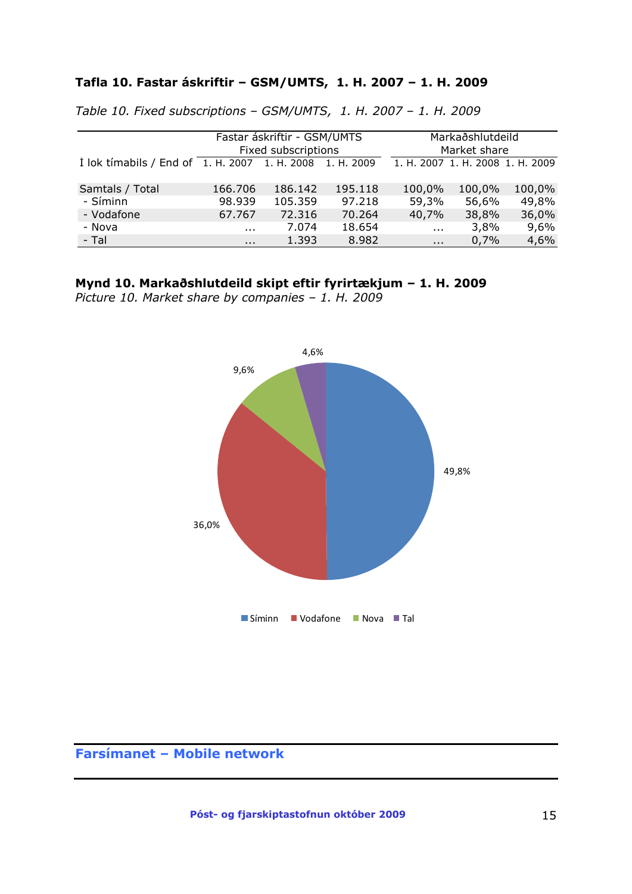**Tafla 10. Fastar áskriftir – GSM/UMTS, 1. H. 2007 – 1. H. 2009**

*Table 10. Fixed subscriptions – GSM/UMTS, 1. H. 2007 – 1. H. 2009*

| | Fastar áskriftir - GSM/UMTS Fixed subscriptions | | | Markaðshlutdeild Market share | | |
|---|---|---|---|---|---|---|
| Í lok tímabils / End of | 1. H. 2007 | 1. H. 2008 | 1. H. 2009 | 1. H. 2007 | 1. H. 2008 | 1. H. 2009 |
| Samtals / Total | 166.706 | 186.142 | 195.118 | 100,0% | 100,0% | 100,0% |
| - Síminn | 98.939 | 105.359 | 97.218 | 59,3% | 56,6% | 49,8% |
| - Vodafone | 67.767 | 72.316 | 70.264 | 40,7% | 38,8% | 36,0% |
| - Nova | ... | 7.074 | 18.654 | ... | 3,8% | 9,6% |
| - Tal | ... | 1.393 | 8.982 | ... | 0,7% | 4,6% |

**Mynd 10. Markaðshlutdeild skipt eftir fyrirtækjum – 1. H. 2009**
*Picture 10. Market share by companies – 1. H. 2009*

## Farsímanet – Mobile network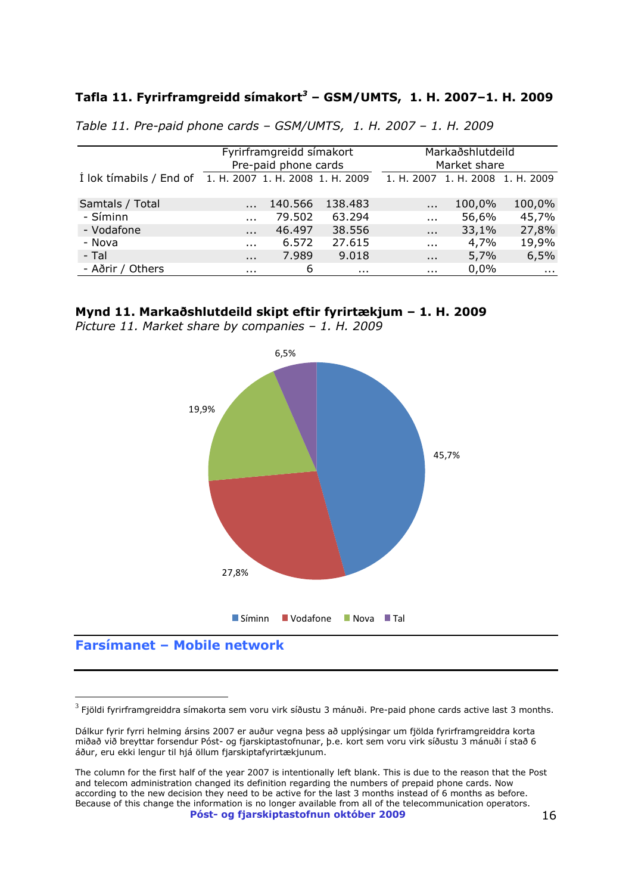### Tafla 11. Fyrirframgreidd símakort[3] – GSM/UMTS, 1. H. 2007–1. H. 2009

*Table 11. Pre-paid phone cards – GSM/UMTS, 1. H. 2007 – 1. H. 2009*

| | Fyrirframgreidd símakort Pre-paid phone cards | | | Markaðshlutdeild Market share | | |
|---|---|---|---|---|---|---|
| Í lok tímabils / End of | 1. H. 2007 | 1. H. 2008 | 1. H. 2009 | 1. H. 2007 | 1. H. 2008 | 1. H. 2009 |
| Samtals / Total | ... | 140.566 | 138.483 | ... | 100,0% | 100,0% |
| - Síminn | ... | 79.502 | 63.294 | ... | 56,6% | 45,7% |
| - Vodafone | ... | 46.497 | 38.556 | ... | 33,1% | 27,8% |
| - Nova | ... | 6.572 | 27.615 | ... | 4,7% | 19,9% |
| - Tal | ... | 7.989 | 9.018 | ... | 5,7% | 6,5% |
| - Aðrir / Others | ... | 6 | ... | ... | 0,0% | ... |

### Mynd 11. Markaðshlutdeild skipt eftir fyrirtækjum – 1. H. 2009

*Picture 11. Market share by companies – 1. H. 2009*

Síminn 45,7% · Vodafone 27,8% · Nova 19,9% · Tal 6,5%

## Farsímanet – Mobile network

[3] Fjöldi fyrirframgreiddra símakorta sem voru virk síðustu 3 mánuði. Pre-paid phone cards active last 3 months.

Dálkur fyrir fyrri helming ársins 2007 er auður vegna þess að upplýsingar um fjölda fyrirframgreiddra korta miðað við breyttar forsendur Póst- og fjarskiptastofnunar, þ.e. kort sem voru virk síðustu 3 mánuði í stað 6 áður, eru ekki lengur til hjá öllum fjarskiptafyrirtækjunum.

The column for the first half of the year 2007 is intentionally left blank. This is due to the reason that the Post and telecom administration changed its definition regarding the numbers of prepaid phone cards. Now according to the new decision they need to be active for the last 3 months instead of 6 months as before. Because of this change the information is no longer available from all of the telecommunication operators.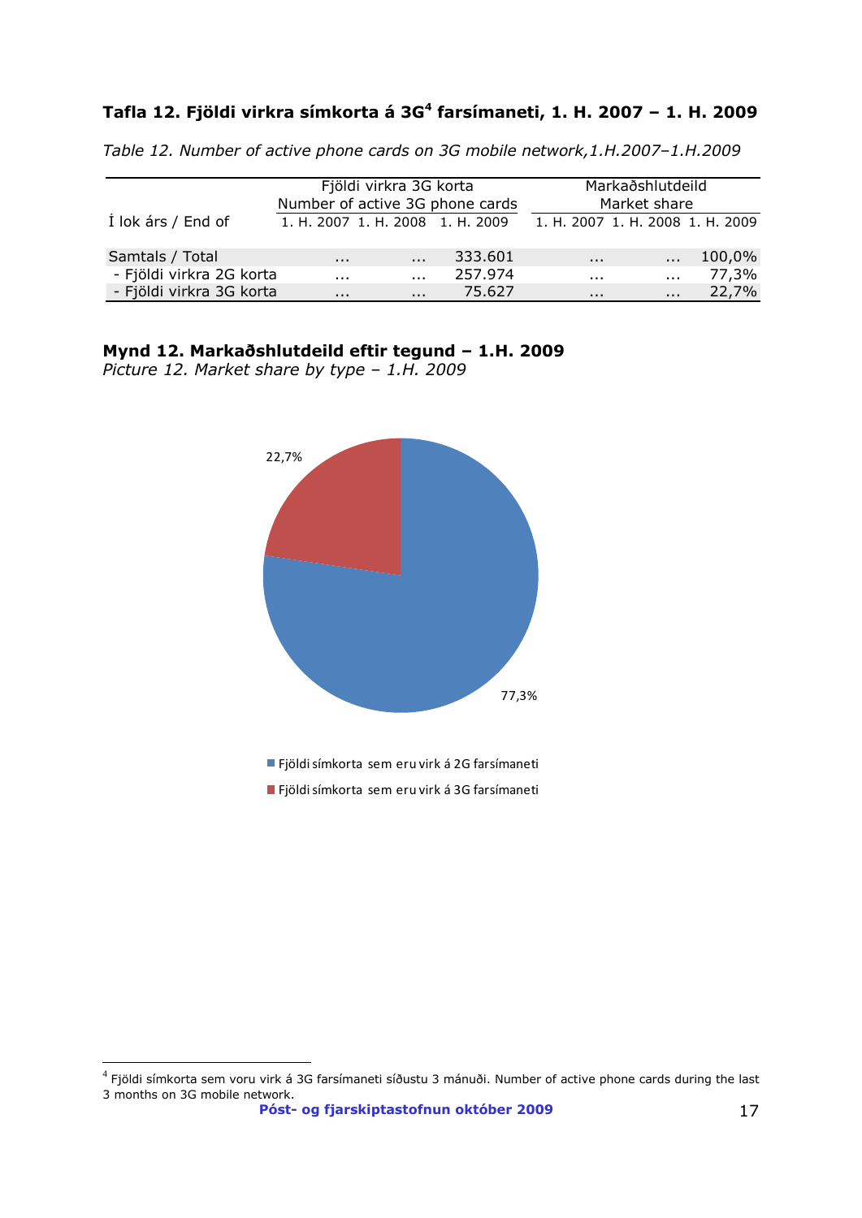**Tafla 12. Fjöldi virkra símkorta á 3G[4] farsímaneti, 1. H. 2007 – 1. H. 2009**

*Table 12. Number of active phone cards on 3G mobile network,1.H.2007–1.H.2009*

| Í lok árs / End of | Fjöldi virkra 3G korta Number of active 3G phone cards | | | Markaðshlutdeild Market share | | |
|---|---|---|---|---|---|---|
| | 1. H. 2007 | 1. H. 2008 | 1. H. 2009 | 1. H. 2007 | 1. H. 2008 | 1. H. 2009 |
| Samtals / Total | ... | ... | 333.601 | ... | ... | 100,0% |
| - Fjöldi virkra 2G korta | ... | ... | 257.974 | ... | ... | 77,3% |
| - Fjöldi virkra 3G korta | ... | ... | 75.627 | ... | ... | 22,7% |

**Mynd 12. Markaðshlutdeild eftir tegund – 1.H. 2009**
*Picture 12. Market share by type – 1.H. 2009*

22,7%

77,3%

- Fjöldi símkorta sem eru virk á 2G farsímaneti
- Fjöldi símkorta sem eru virk á 3G farsímaneti

[4] Fjöldi símkorta sem voru virk á 3G farsímaneti síðustu 3 mánuði. Number of active phone cards during the last 3 months on 3G mobile network.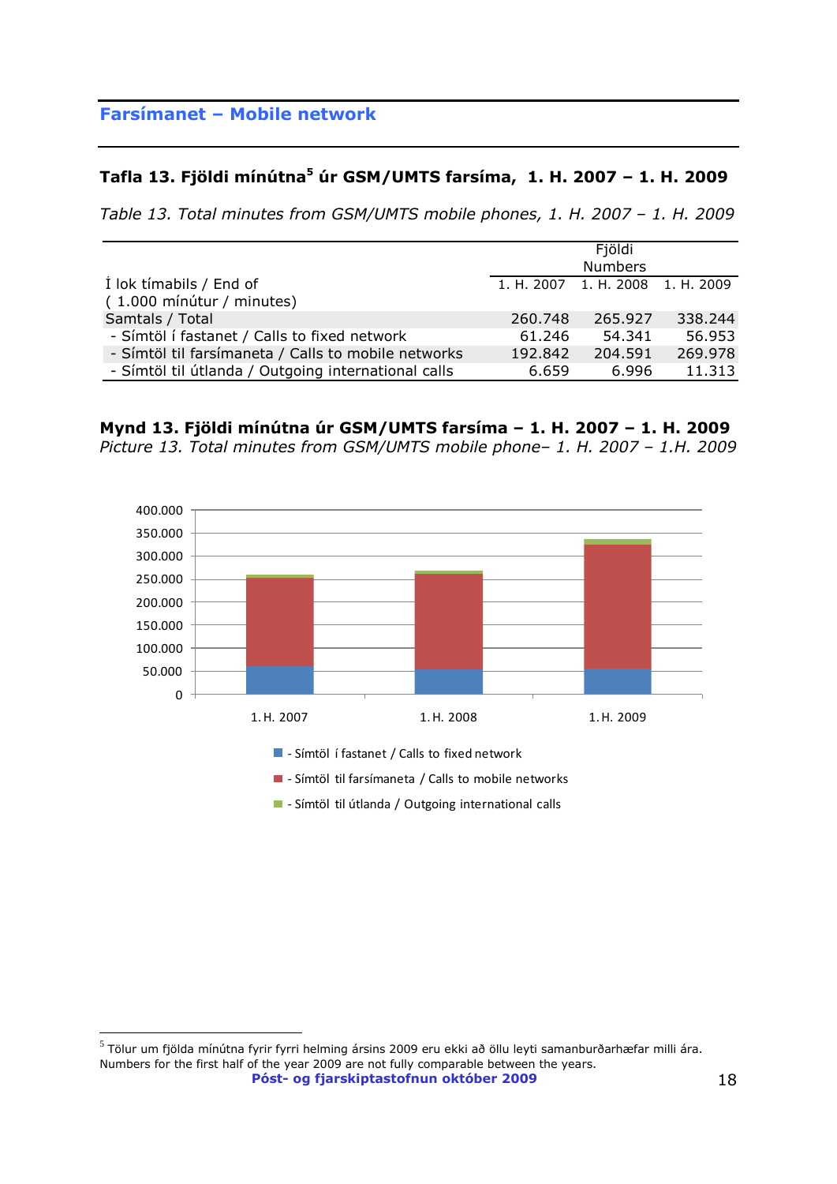## Farsímanet – Mobile network

### Tafla 13. Fjöldi mínútna[5] úr GSM/UMTS farsíma, 1. H. 2007 – 1. H. 2009

*Table 13. Total minutes from GSM/UMTS mobile phones, 1. H. 2007 – 1. H. 2009*

| Í lok tímabils / End of ( 1.000 mínútur / minutes) | Fjöldi Numbers 1. H. 2007 | 1. H. 2008 | 1. H. 2009 |
|---|---|---|---|
| Samtals / Total | 260.748 | 265.927 | 338.244 |
| - Símtöl í fastanet / Calls to fixed network | 61.246 | 54.341 | 56.953 |
| - Símtöl til farsímaneta / Calls to mobile networks | 192.842 | 204.591 | 269.978 |
| - Símtöl til útlanda / Outgoing international calls | 6.659 | 6.996 | 11.313 |

**Mynd 13. Fjöldi mínútna úr GSM/UMTS farsíma – 1. H. 2007 – 1. H. 2009**
*Picture 13. Total minutes from GSM/UMTS mobile phone– 1. H. 2007 – 1.H. 2009*

[5] Tölur um fjölda mínútna fyrir fyrri helming ársins 2009 eru ekki að öllu leyti samanburðarhæfar milli ára. Numbers for the first half of the year 2009 are not fully comparable between the years.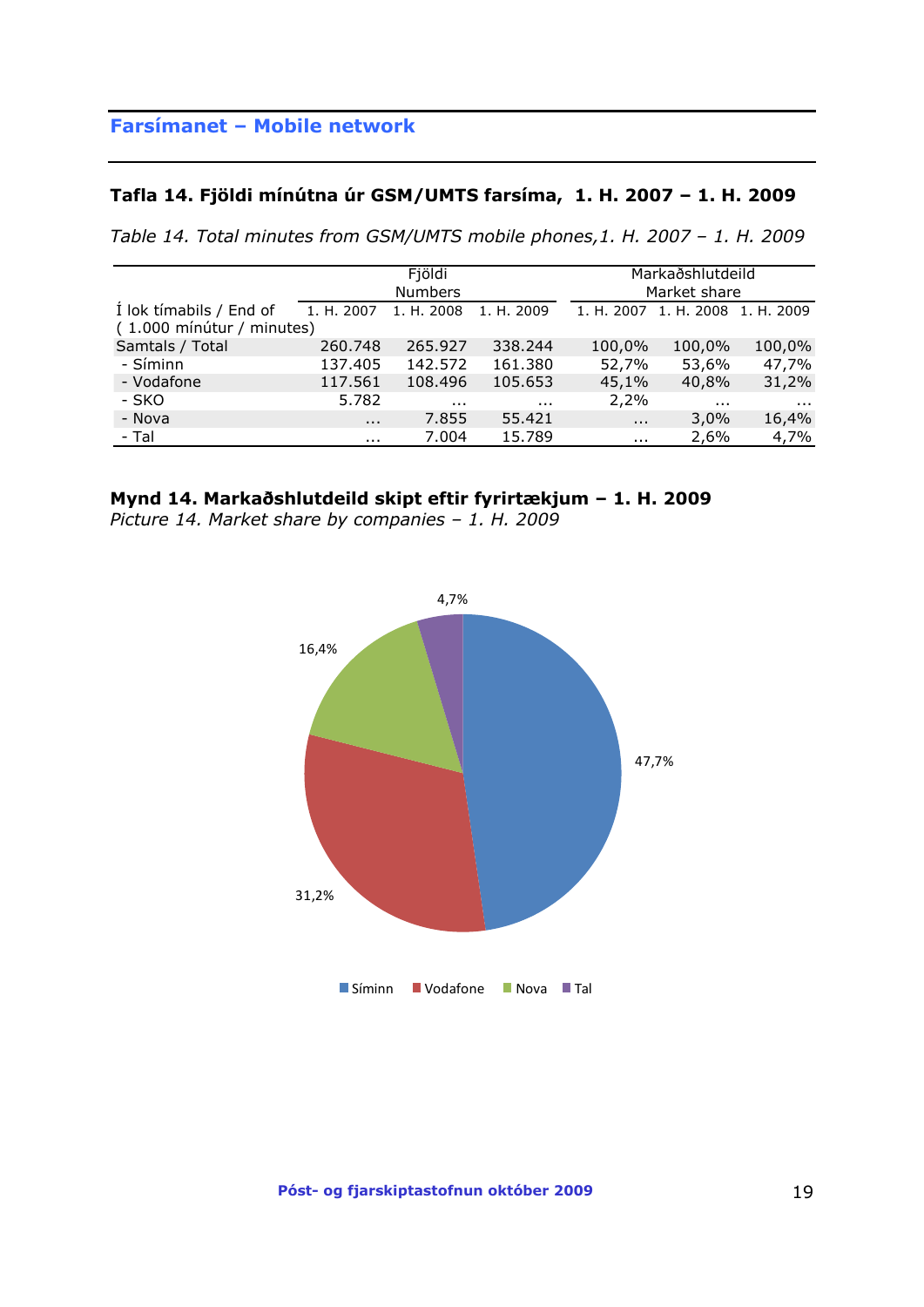## Farsímanet – Mobile network

### Tafla 14. Fjöldi mínútna úr GSM/UMTS farsíma, 1. H. 2007 – 1. H. 2009

*Table 14. Total minutes from GSM/UMTS mobile phones,1. H. 2007 – 1. H. 2009*

| | Fjöldi Numbers | | | Markaðshlutdeild Market share | | |
|---|---|---|---|---|---|---|
| Í lok tímabils / End of ( 1.000 mínútur / minutes) | 1. H. 2007 | 1. H. 2008 | 1. H. 2009 | 1. H. 2007 | 1. H. 2008 | 1. H. 2009 |
| Samtals / Total | 260.748 | 265.927 | 338.244 | 100,0% | 100,0% | 100,0% |
| - Síminn | 137.405 | 142.572 | 161.380 | 52,7% | 53,6% | 47,7% |
| - Vodafone | 117.561 | 108.496 | 105.653 | 45,1% | 40,8% | 31,2% |
| - SKO | 5.782 | ... | ... | 2,2% | ... | ... |
| - Nova | ... | 7.855 | 55.421 | ... | 3,0% | 16,4% |
| - Tal | ... | 7.004 | 15.789 | ... | 2,6% | 4,7% |

**Mynd 14. Markaðshlutdeild skipt eftir fyrirtækjum – 1. H. 2009**

*Picture 14. Market share by companies – 1. H. 2009*

4,7%

16,4%

47,7%

31,2%

Síminn Vodafone Nova Tal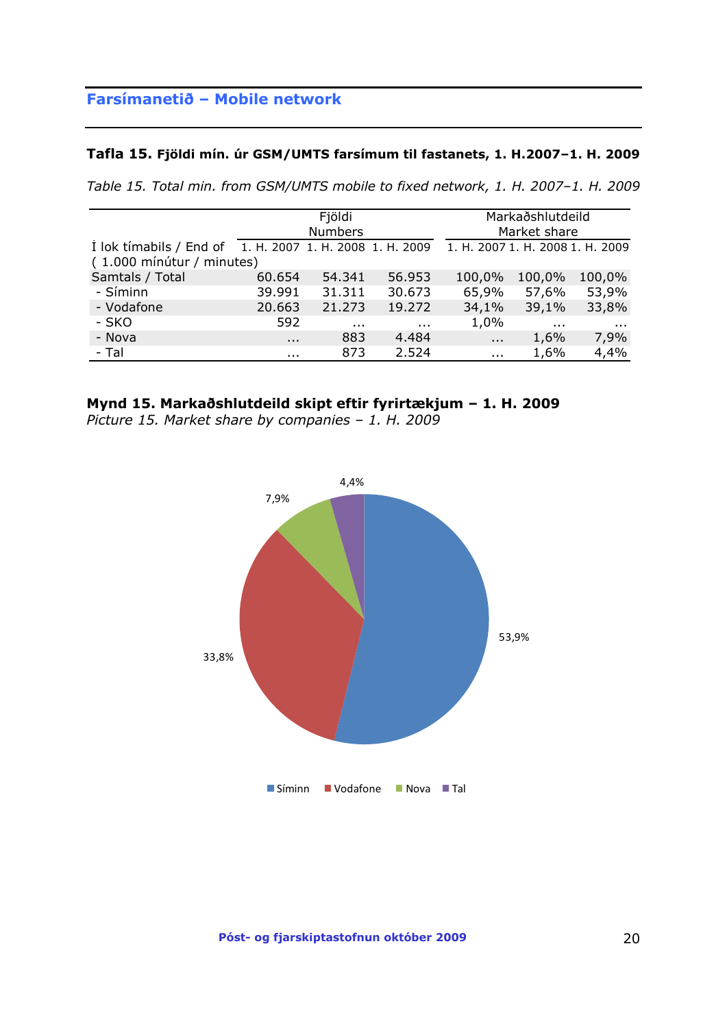## Farsímanetið – Mobile network

**Tafla 15. Fjöldi mín. úr GSM/UMTS farsímum til fastanets, 1. H.2007–1. H. 2009**

*Table 15. Total min. from GSM/UMTS mobile to fixed network, 1. H. 2007–1. H. 2009*

| | Fjöldi Numbers | | | Markaðshlutdeild Market share | | |
|---|---|---|---|---|---|---|
| Í lok tímabils / End of ( 1.000 mínútur / minutes) | 1. H. 2007 | 1. H. 2008 | 1. H. 2009 | 1. H. 2007 | 1. H. 2008 | 1. H. 2009 |
| Samtals / Total | 60.654 | 54.341 | 56.953 | 100,0% | 100,0% | 100,0% |
| - Síminn | 39.991 | 31.311 | 30.673 | 65,9% | 57,6% | 53,9% |
| - Vodafone | 20.663 | 21.273 | 19.272 | 34,1% | 39,1% | 33,8% |
| - SKO | 592 | … | … | 1,0% | … | … |
| - Nova | … | 883 | 4.484 | … | 1,6% | 7,9% |
| - Tal | … | 873 | 2.524 | … | 1,6% | 4,4% |

**Mynd 15. Markaðshlutdeild skipt eftir fyrirtækjum – 1. H. 2009**
*Picture 15. Market share by companies – 1. H. 2009*

Síminn 53,9% · Vodafone 33,8% · Nova 7,9% · Tal 4,4%

Póst- og fjarskiptastofnun október 2009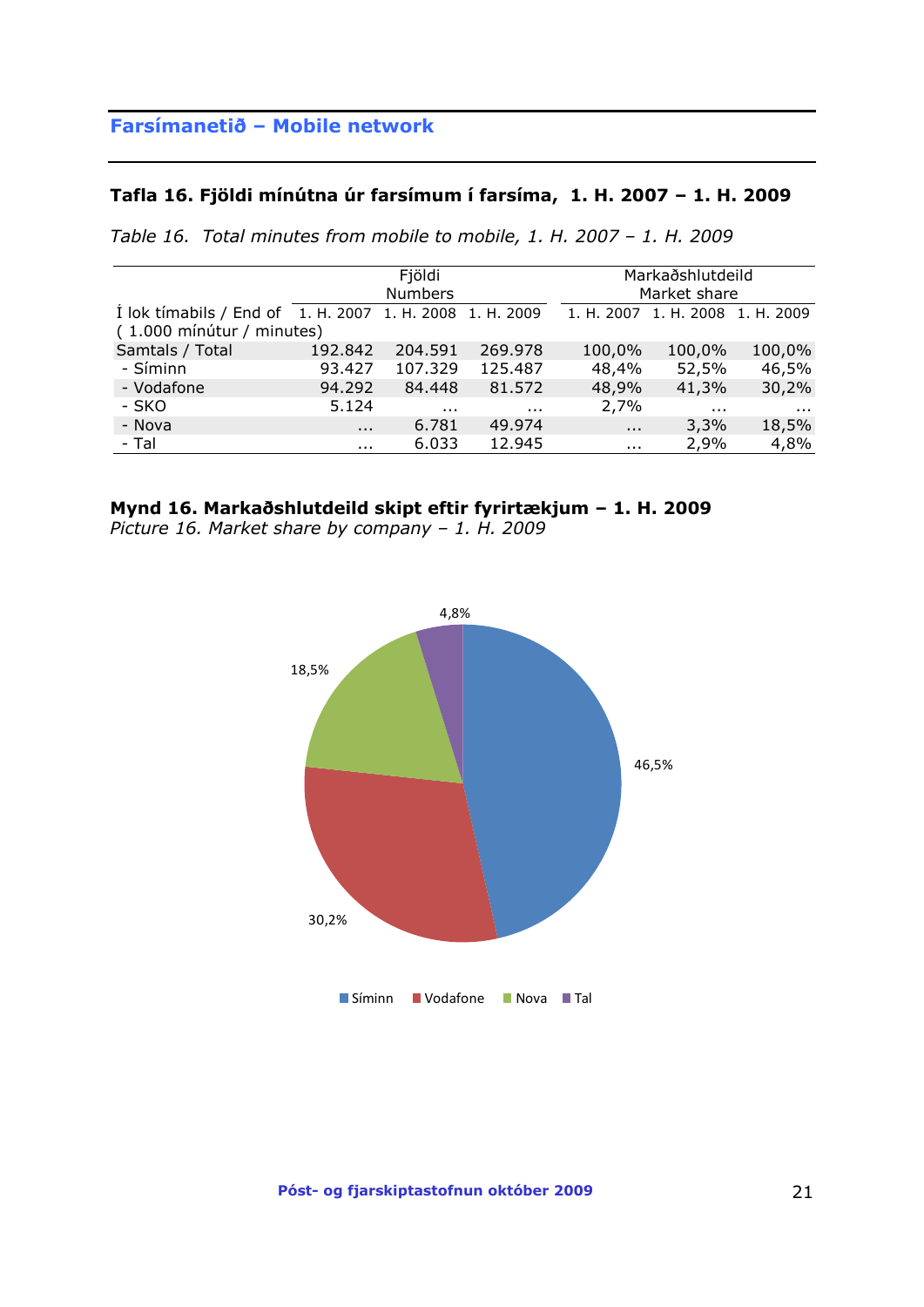## Farsímanetið – Mobile network

### Tafla 16. Fjöldi mínútna úr farsímum í farsíma, 1. H. 2007 – 1. H. 2009

*Table 16. Total minutes from mobile to mobile, 1. H. 2007 – 1. H. 2009*

| | Fjöldi Numbers | | | Markaðshlutdeild Market share | | |
|---|---|---|---|---|---|---|
| Í lok tímabils / End of ( 1.000 mínútur / minutes) | 1. H. 2007 | 1. H. 2008 | 1. H. 2009 | 1. H. 2007 | 1. H. 2008 | 1. H. 2009 |
| Samtals / Total | 192.842 | 204.591 | 269.978 | 100,0% | 100,0% | 100,0% |
| - Síminn | 93.427 | 107.329 | 125.487 | 48,4% | 52,5% | 46,5% |
| - Vodafone | 94.292 | 84.448 | 81.572 | 48,9% | 41,3% | 30,2% |
| - SKO | 5.124 | ... | ... | 2,7% | ... | ... |
| - Nova | ... | 6.781 | 49.974 | ... | 3,3% | 18,5% |
| - Tal | ... | 6.033 | 12.945 | ... | 2,9% | 4,8% |

**Mynd 16. Markaðshlutdeild skipt eftir fyrirtækjum – 1. H. 2009**
*Picture 16. Market share by company – 1. H. 2009*

4,8%
18,5%
46,5%
30,2%

Síminn Vodafone Nova Tal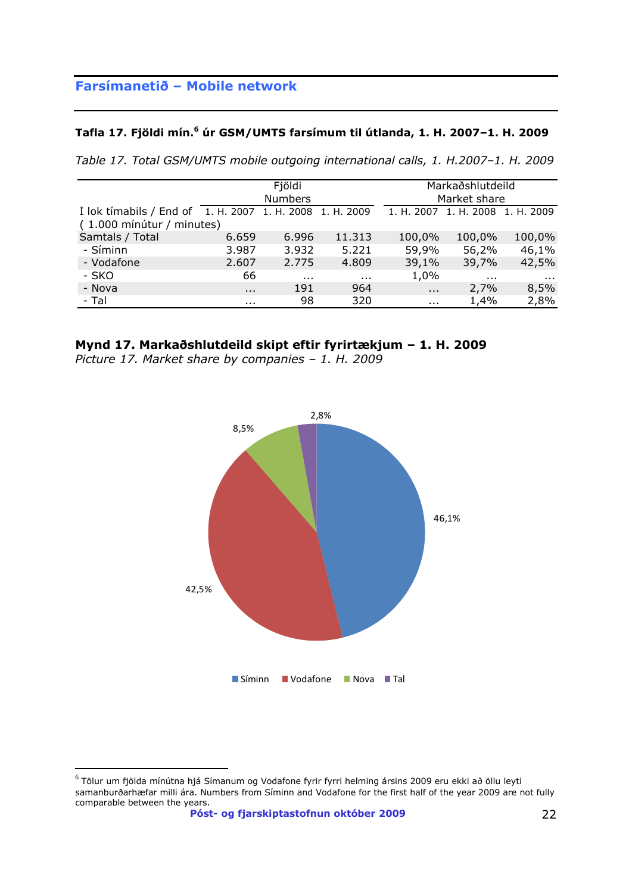## Farsímanetið – Mobile network

**Tafla 17. Fjöldi mín.[6] úr GSM/UMTS farsímum til útlanda, 1. H. 2007–1. H. 2009**

*Table 17. Total GSM/UMTS mobile outgoing international calls, 1. H.2007–1. H. 2009*

| | Fjöldi Numbers | | | Markaðshlutdeild Market share | | |
|---|---|---|---|---|---|---|
| Í lok tímabils / End of ( 1.000 mínútur / minutes) | 1. H. 2007 | 1. H. 2008 | 1. H. 2009 | 1. H. 2007 | 1. H. 2008 | 1. H. 2009 |
| Samtals / Total | 6.659 | 6.996 | 11.313 | 100,0% | 100,0% | 100,0% |
| - Síminn | 3.987 | 3.932 | 5.221 | 59,9% | 56,2% | 46,1% |
| - Vodafone | 2.607 | 2.775 | 4.809 | 39,1% | 39,7% | 42,5% |
| - SKO | 66 | ... | ... | 1,0% | ... | ... |
| - Nova | ... | 191 | 964 | ... | 2,7% | 8,5% |
| - Tal | ... | 98 | 320 | ... | 1,4% | 2,8% |

**Mynd 17. Markaðshlutdeild skipt eftir fyrirtækjum – 1. H. 2009**

*Picture 17. Market share by companies – 1. H. 2009*

46,1%
42,5%
8,5%
2,8%

Síminn Vodafone Nova Tal

[6] Tölur um fjölda mínútna hjá Símanum og Vodafone fyrir fyrri helming ársins 2009 eru ekki að öllu leyti samanburðarhæfar milli ára. Numbers from Síminn and Vodafone for the first half of the year 2009 are not fully comparable between the years.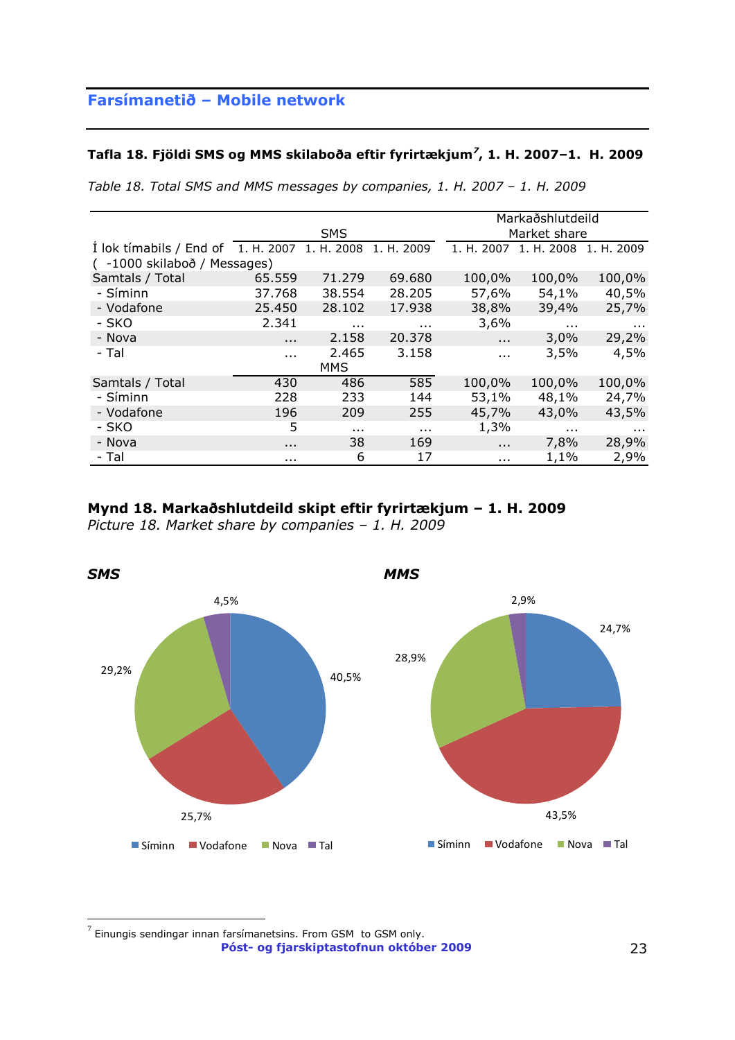## Farsímanetið – Mobile network

**Tafla 18. Fjöldi SMS og MMS skilaboða eftir fyrirtækjum[7], 1. H. 2007–1. H. 2009**

*Table 18. Total SMS and MMS messages by companies, 1. H. 2007 – 1. H. 2009*

| | SMS | | | Markaðshlutdeild Market share | | |
|---|---|---|---|---|---|---|
| Í lok tímabils / End of ( -1000 skilaboð / Messages) | 1. H. 2007 | 1. H. 2008 | 1. H. 2009 | 1. H. 2007 | 1. H. 2008 | 1. H. 2009 |
| Samtals / Total | 65.559 | 71.279 | 69.680 | 100,0% | 100,0% | 100,0% |
| - Síminn | 37.768 | 38.554 | 28.205 | 57,6% | 54,1% | 40,5% |
| - Vodafone | 25.450 | 28.102 | 17.938 | 38,8% | 39,4% | 25,7% |
| - SKO | 2.341 | ... | ... | 3,6% | ... | ... |
| - Nova | ... | 2.158 | 20.378 | ... | 3,0% | 29,2% |
| - Tal | ... | 2.465 | 3.158 | ... | 3,5% | 4,5% |
| | | MMS | | | | |
| Samtals / Total | 430 | 486 | 585 | 100,0% | 100,0% | 100,0% |
| - Síminn | 228 | 233 | 144 | 53,1% | 48,1% | 24,7% |
| - Vodafone | 196 | 209 | 255 | 45,7% | 43,0% | 43,5% |
| - SKO | 5 | ... | ... | 1,3% | ... | ... |
| - Nova | ... | 38 | 169 | ... | 7,8% | 28,9% |
| - Tal | ... | 6 | 17 | ... | 1,1% | 2,9% |

**Mynd 18. Markaðshlutdeild skipt eftir fyrirtækjum – 1. H. 2009**
*Picture 18. Market share by companies – 1. H. 2009*

***SMS***

Síminn 40,5%, Vodafone 25,7%, Nova 29,2%, Tal 4,5%

***MMS***

Síminn 24,7%, Vodafone 43,5%, Nova 28,9%, Tal 2,9%

[7] Einungis sendingar innan farsímanetsins. From GSM to GSM only.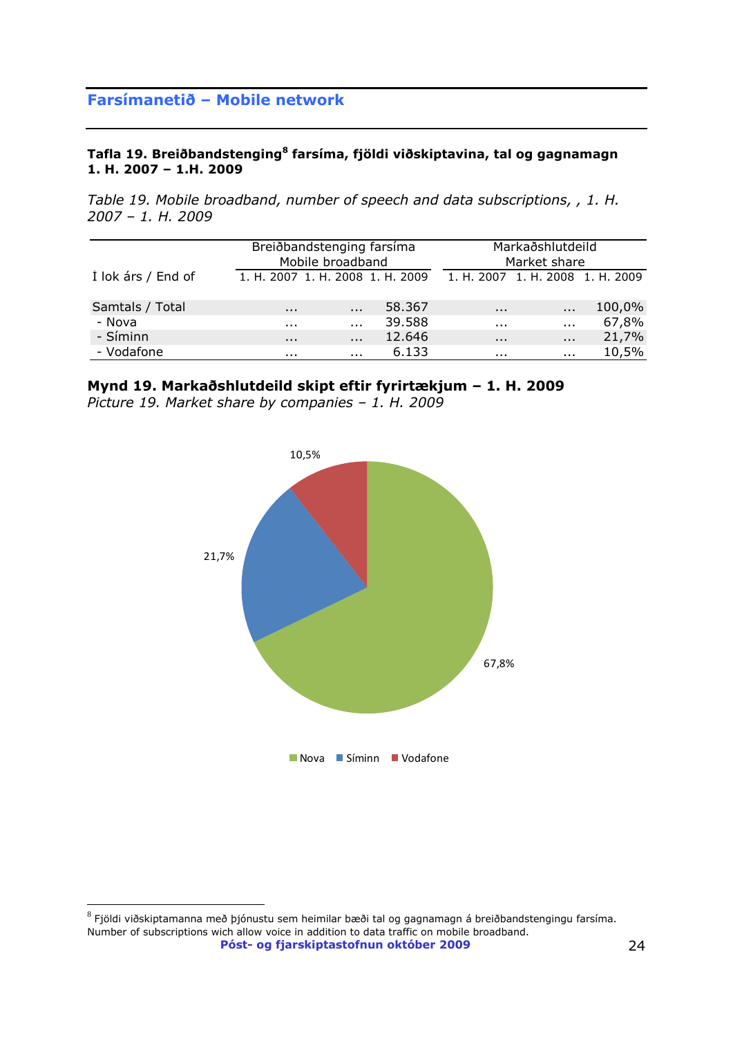## Farsímanetið – Mobile network

**Tafla 19. Breiðbandstenging[8] farsíma, fjöldi viðskiptavina, tal og gagnamagn 1. H. 2007 – 1.H. 2009**

*Table 19. Mobile broadband, number of speech and data subscriptions, , 1. H. 2007 – 1. H. 2009*

| | Breiðbandstenging farsíma Mobile broadband | | | Markaðshlutdeild Market share | | |
|---|---|---|---|---|---|---|
| Í lok árs / End of | 1. H. 2007 | 1. H. 2008 | 1. H. 2009 | 1. H. 2007 | 1. H. 2008 | 1. H. 2009 |
| Samtals / Total | ... | ... | 58.367 | ... | ... | 100,0% |
| - Nova | ... | ... | 39.588 | ... | ... | 67,8% |
| - Síminn | ... | ... | 12.646 | ... | ... | 21,7% |
| - Vodafone | ... | ... | 6.133 | ... | ... | 10,5% |

**Mynd 19. Markaðshlutdeild skipt eftir fyrirtækjum – 1. H. 2009**
*Picture 19. Market share by companies – 1. H. 2009*

10,5%
21,7%
67,8%

Nova Síminn Vodafone

[8] Fjöldi viðskiptamanna með þjónustu sem heimilar bæði tal og gagnamagn á breiðbandstengingu farsíma. Number of subscriptions wich allow voice in addition to data traffic on mobile broadband.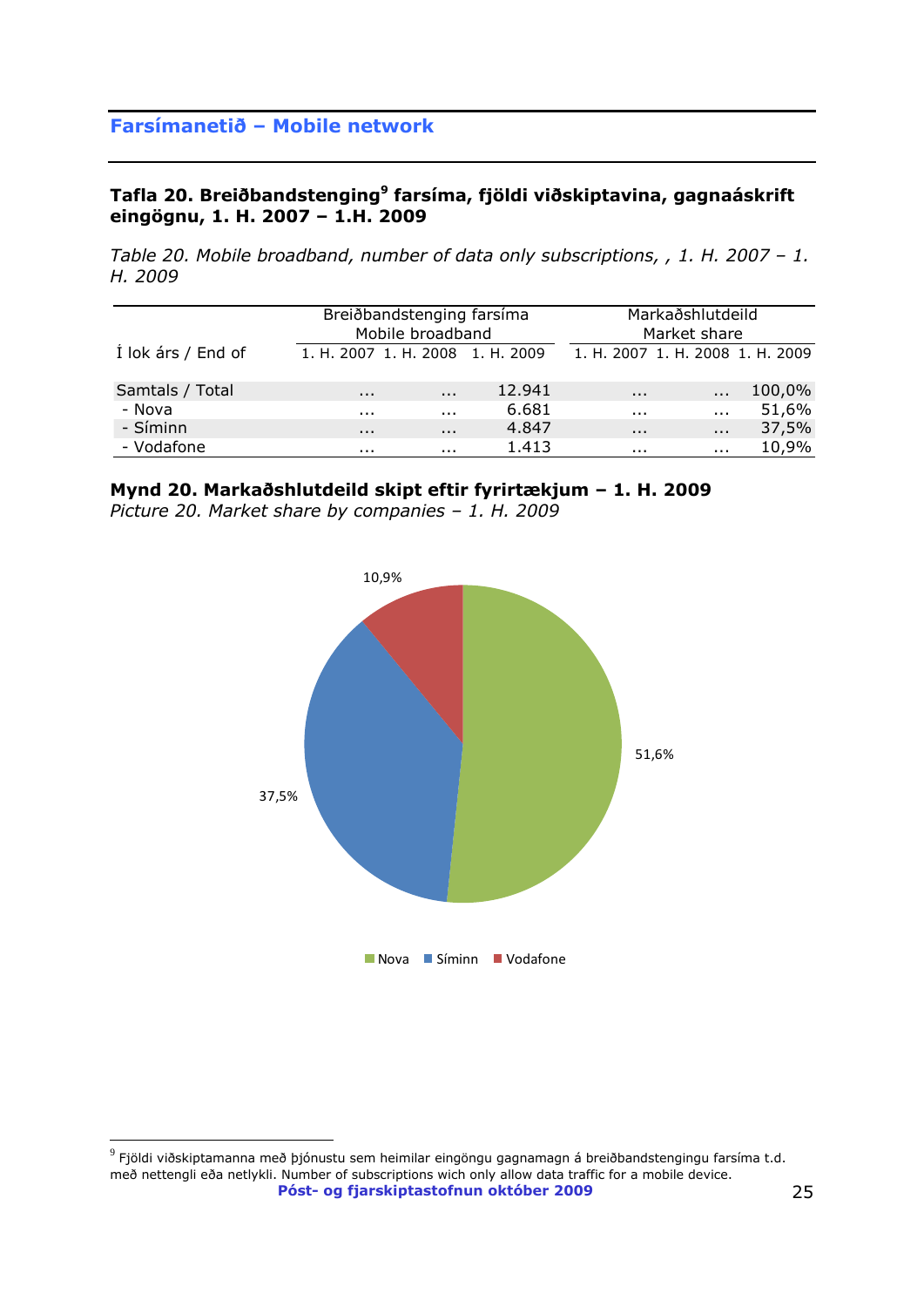## Farsímanetið – Mobile network

**Tafla 20. Breiðbandstenging[9] farsíma, fjöldi viðskiptavina, gagnaáskrift eingögnu, 1. H. 2007 – 1.H. 2009**

*Table 20. Mobile broadband, number of data only subscriptions, , 1. H. 2007 – 1. H. 2009*

| Í lok árs / End of | Breiðbandstenging farsíma Mobile broadband | | | Markaðshlutdeild Market share | | |
|---|---|---|---|---|---|---|
| | 1. H. 2007 | 1. H. 2008 | 1. H. 2009 | 1. H. 2007 | 1. H. 2008 | 1. H. 2009 |
| Samtals / Total | ... | ... | 12.941 | ... | ... | 100,0% |
| - Nova | ... | ... | 6.681 | ... | ... | 51,6% |
| - Síminn | ... | ... | 4.847 | ... | ... | 37,5% |
| - Vodafone | ... | ... | 1.413 | ... | ... | 10,9% |

**Mynd 20. Markaðshlutdeild skipt eftir fyrirtækjum – 1. H. 2009**

*Picture 20. Market share by companies – 1. H. 2009*

10,9%

51,6%

37,5%

Nova Síminn Vodafone

[9] Fjöldi viðskiptamanna með þjónustu sem heimilar eingöngu gagnamagn á breiðbandstengingu farsíma t.d. með nettengli eða netlykli. Number of subscriptions wich only allow data traffic for a mobile device.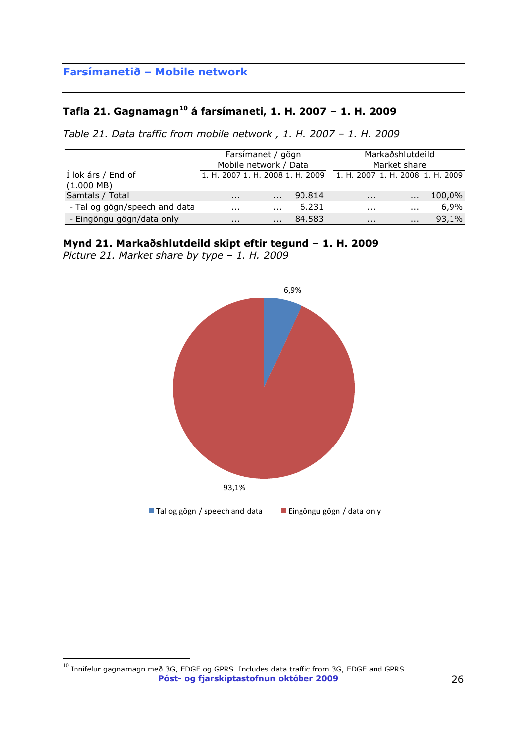## Farsímanetið – Mobile network

### Tafla 21. Gagnamagn[10] á farsímaneti, 1. H. 2007 – 1. H. 2009

*Table 21. Data traffic from mobile network , 1. H. 2007 – 1. H. 2009*

| | Farsímanet / gögn Mobile network / Data | | | Markaðshlutdeild Market share | | |
|---|---|---|---|---|---|---|
| Í lok árs / End of (1.000 MB) | 1. H. 2007 | 1. H. 2008 | 1. H. 2009 | 1. H. 2007 | 1. H. 2008 | 1. H. 2009 |
| Samtals / Total | ... | ... | 90.814 | ... | ... | 100,0% |
| - Tal og gögn/speech and data | ... | ... | 6.231 | ... | ... | 6,9% |
| - Eingöngu gögn/data only | ... | ... | 84.583 | ... | ... | 93,1% |

**Mynd 21. Markaðshlutdeild skipt eftir tegund – 1. H. 2009**
*Picture 21. Market share by type – 1. H. 2009*

6,9%

93,1%

Tal og gögn / speech and data    Eingöngu gögn / data only

[10] Innifelur gagnamagn með 3G, EDGE og GPRS. Includes data traffic from 3G, EDGE and GPRS.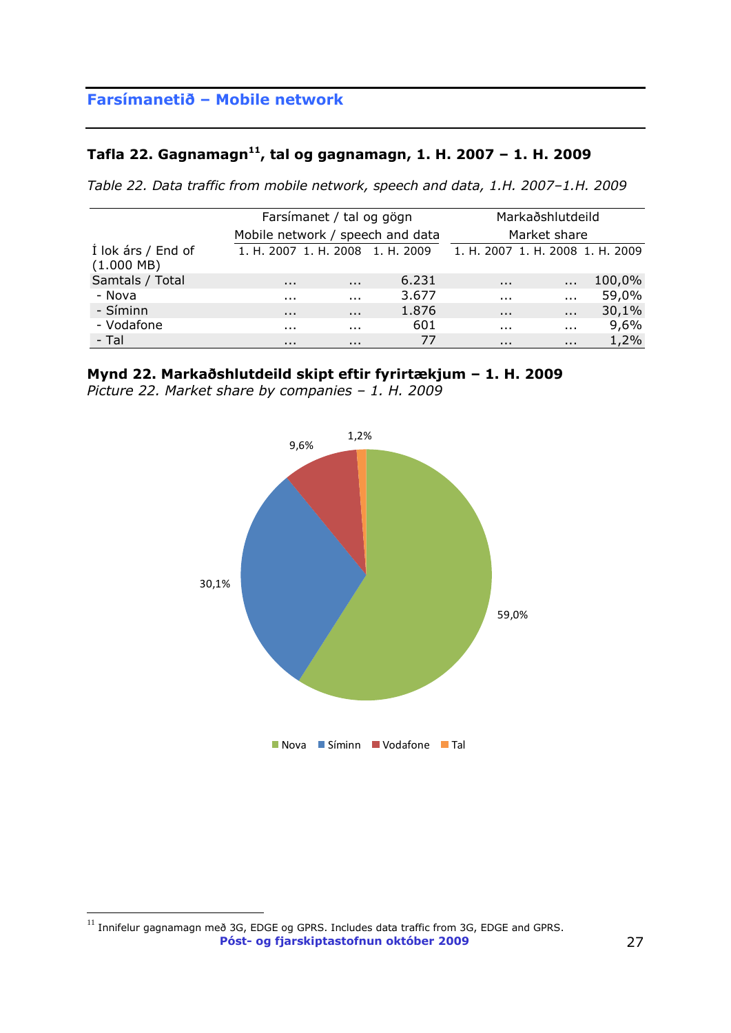## Farsímanetið – Mobile network

### Tafla 22. Gagnamagn[11], tal og gagnamagn, 1. H. 2007 – 1. H. 2009

*Table 22. Data traffic from mobile network, speech and data, 1.H. 2007–1.H. 2009*

| | Farsímanet / tal og gögn | | | Markaðshlutdeild | | |
|---|---|---|---|---|---|---|
| | Mobile network / speech and data | | | Market share | | |
| Í lok árs / End of (1.000 MB) | 1. H. 2007 | 1. H. 2008 | 1. H. 2009 | 1. H. 2007 | 1. H. 2008 | 1. H. 2009 |
| Samtals / Total | ... | ... | 6.231 | ... | ... | 100,0% |
| - Nova | ... | ... | 3.677 | ... | ... | 59,0% |
| - Síminn | ... | ... | 1.876 | ... | ... | 30,1% |
| - Vodafone | ... | ... | 601 | ... | ... | 9,6% |
| - Tal | ... | ... | 77 | ... | ... | 1,2% |

**Mynd 22. Markaðshlutdeild skipt eftir fyrirtækjum – 1. H. 2009**
*Picture 22. Market share by companies – 1. H. 2009*

[11] Innifelur gagnamagn með 3G, EDGE og GPRS. Includes data traffic from 3G, EDGE and GPRS.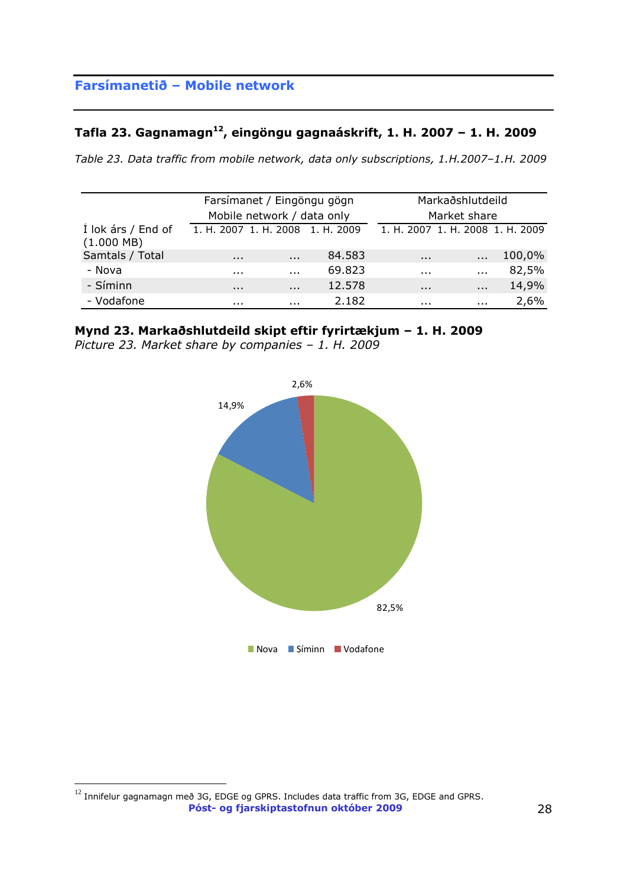## Farsímanetið – Mobile network

### Tafla 23. Gagnamagn[12], eingöngu gagnaáskrift, 1. H. 2007 – 1. H. 2009

*Table 23. Data traffic from mobile network, data only subscriptions, 1.H.2007–1.H. 2009*

| Í lok árs / End of (1.000 MB) | Farsímanet / Eingöngu gögn Mobile network / data only | | | Markaðshlutdeild Market share | | |
|---|---|---|---|---|---|---|
| | 1. H. 2007 | 1. H. 2008 | 1. H. 2009 | 1. H. 2007 | 1. H. 2008 | 1. H. 2009 |
| Samtals / Total | ... | ... | 84.583 | ... | ... | 100,0% |
| - Nova | ... | ... | 69.823 | ... | ... | 82,5% |
| - Síminn | ... | ... | 12.578 | ... | ... | 14,9% |
| - Vodafone | ... | ... | 2.182 | ... | ... | 2,6% |

**Mynd 23. Markaðshlutdeild skipt eftir fyrirtækjum – 1. H. 2009**
*Picture 23. Market share by companies – 1. H. 2009*

[12] Innifelur gagnamagn með 3G, EDGE og GPRS. Includes data traffic from 3G, EDGE and GPRS.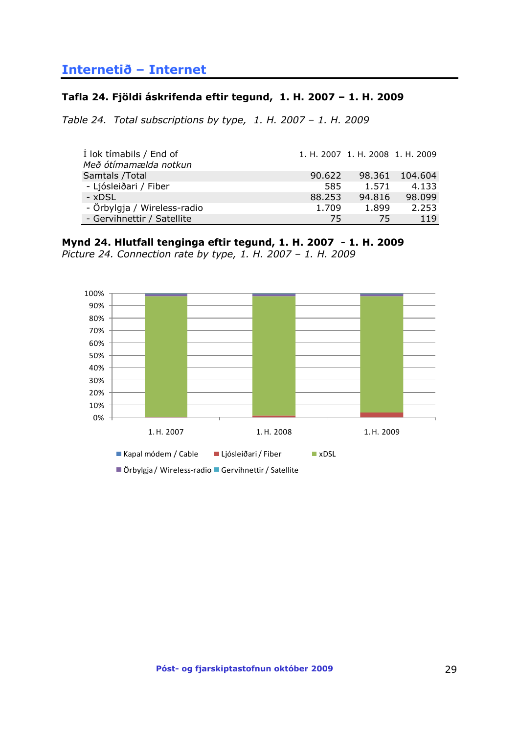# Internetið – Internet

### Tafla 24. Fjöldi áskrifenda eftir tegund, 1. H. 2007 – 1. H. 2009

*Table 24. Total subscriptions by type, 1. H. 2007 – 1. H. 2009*

| Í lok tímabils / End of | 1. H. 2007 | 1. H. 2008 | 1. H. 2009 |
|---|---|---|---|
| *Með ótímamælda notkun* | | | |
| Samtals /Total | 90.622 | 98.361 | 104.604 |
| - Ljósleiðari / Fiber | 585 | 1.571 | 4.133 |
| - xDSL | 88.253 | 94.816 | 98.099 |
| - Örbylgja / Wireless-radio | 1.709 | 1.899 | 2.253 |
| - Gervihnettir / Satellite | 75 | 75 | 119 |

**Mynd 24. Hlutfall tenginga eftir tegund, 1. H. 2007 - 1. H. 2009**
*Picture 24. Connection rate by type, 1. H. 2007 – 1. H. 2009*

Kapal módem / Cable, Ljósleiðari / Fiber, xDSL, Örbylgja / Wireless-radio, Gervihnettir / Satellite

1. H. 2007, 1. H. 2008, 1. H. 2009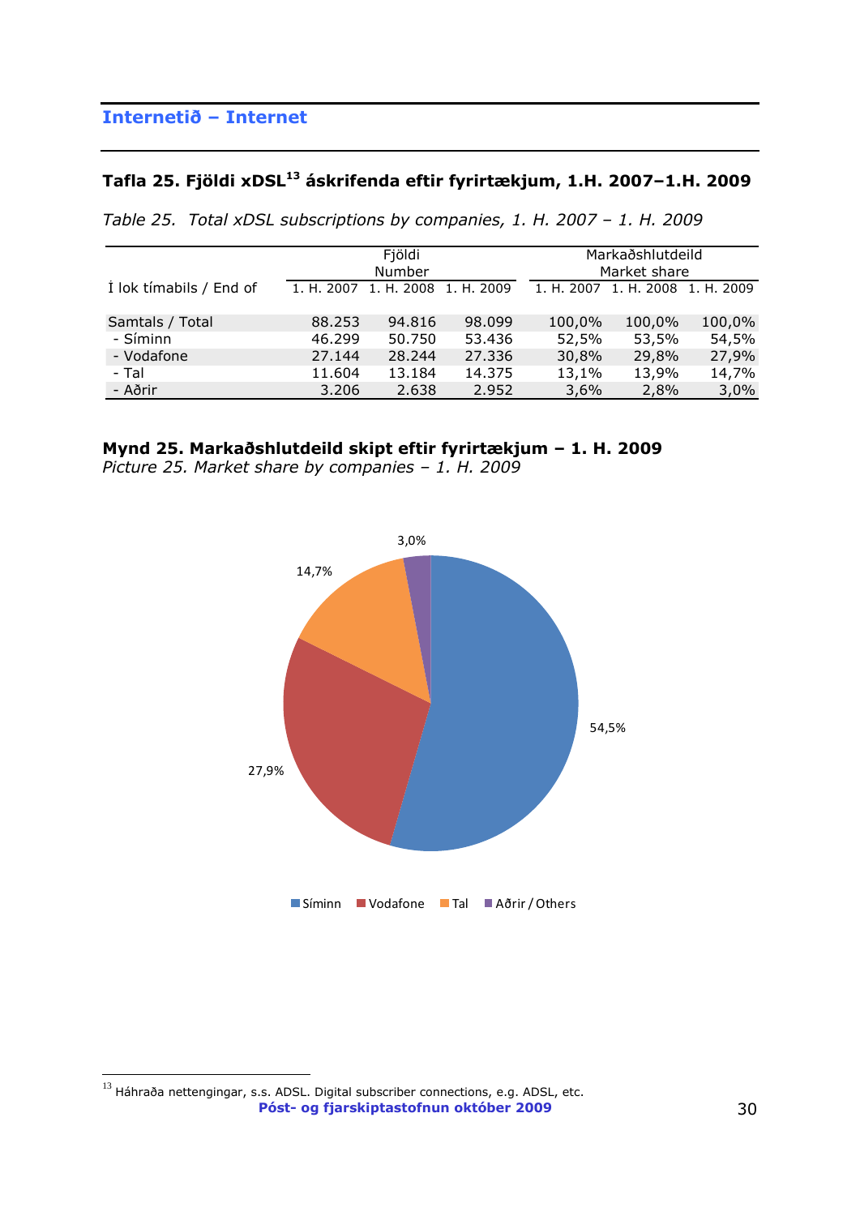## Internetið – Internet

### Tafla 25. Fjöldi xDSL[13] áskrifenda eftir fyrirtækjum, 1.H. 2007–1.H. 2009

*Table 25. Total xDSL subscriptions by companies, 1. H. 2007 – 1. H. 2009*

| | Fjöldi Number | | | Markaðshlutdeild Market share | | |
|---|---|---|---|---|---|---|
| Í lok tímabils / End of | 1. H. 2007 | 1. H. 2008 | 1. H. 2009 | 1. H. 2007 | 1. H. 2008 | 1. H. 2009 |
| Samtals / Total | 88.253 | 94.816 | 98.099 | 100,0% | 100,0% | 100,0% |
| - Síminn | 46.299 | 50.750 | 53.436 | 52,5% | 53,5% | 54,5% |
| - Vodafone | 27.144 | 28.244 | 27.336 | 30,8% | 29,8% | 27,9% |
| - Tal | 11.604 | 13.184 | 14.375 | 13,1% | 13,9% | 14,7% |
| - Aðrir | 3.206 | 2.638 | 2.952 | 3,6% | 2,8% | 3,0% |

**Mynd 25. Markaðshlutdeild skipt eftir fyrirtækjum – 1. H. 2009**
*Picture 25. Market share by companies – 1. H. 2009*

Síminn 54,5%, Vodafone 27,9%, Tal 14,7%, Aðrir / Others 3,0%

[13] Háhraða nettengingar, s.s. ADSL. Digital subscriber connections, e.g. ADSL, etc.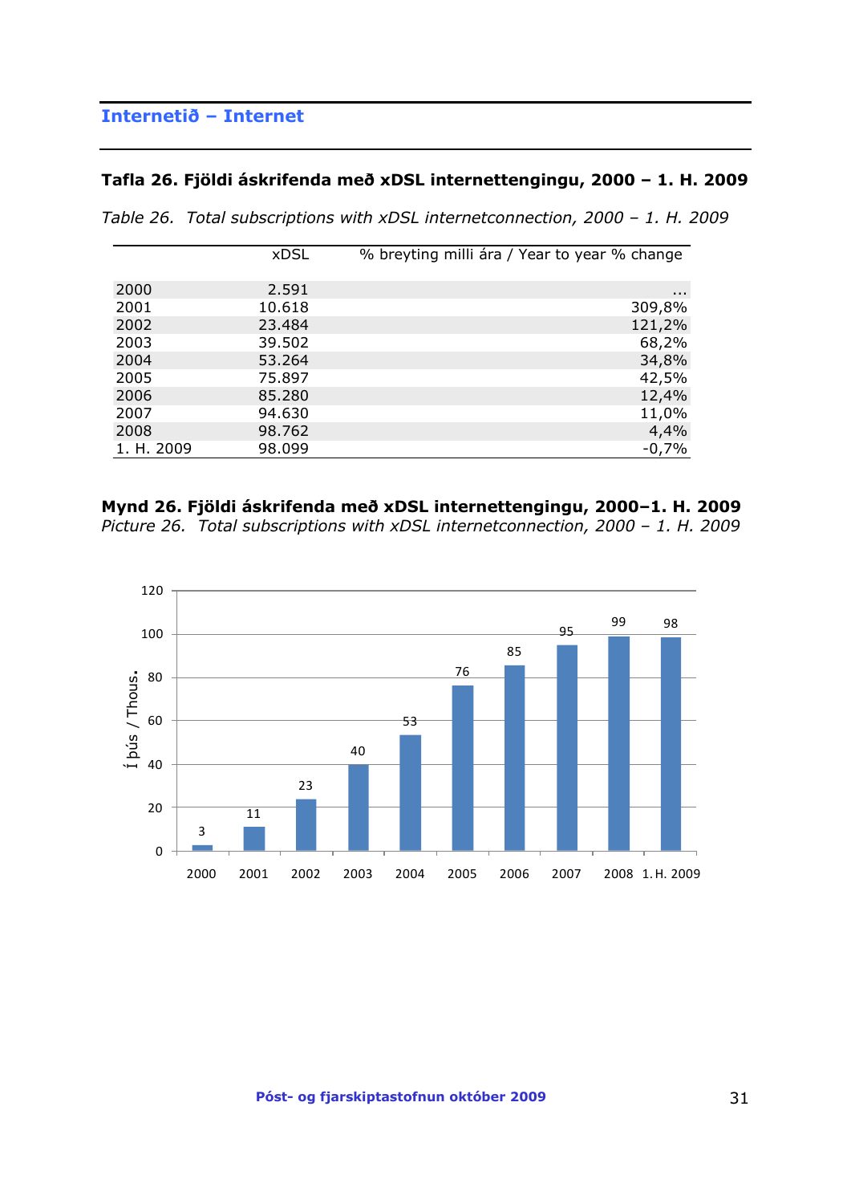## Internetið – Internet

### Tafla 26. Fjöldi áskrifenda með xDSL internettengingu, 2000 – 1. H. 2009

*Table 26. Total subscriptions with xDSL internetconnection, 2000 – 1. H. 2009*

| | xDSL | % breyting milli ára / Year to year % change |
|---|---|---|
| 2000 | 2.591 | ... |
| 2001 | 10.618 | 309,8% |
| 2002 | 23.484 | 121,2% |
| 2003 | 39.502 | 68,2% |
| 2004 | 53.264 | 34,8% |
| 2005 | 75.897 | 42,5% |
| 2006 | 85.280 | 12,4% |
| 2007 | 94.630 | 11,0% |
| 2008 | 98.762 | 4,4% |
| 1. H. 2009 | 98.099 | -0,7% |

**Mynd 26. Fjöldi áskrifenda með xDSL internettengingu, 2000–1. H. 2009**
*Picture 26. Total subscriptions with xDSL internetconnection, 2000 – 1. H. 2009*

Í þús / Thous.

| | 2000 | 2001 | 2002 | 2003 | 2004 | 2005 | 2006 | 2007 | 2008 | 1. H. 2009 |
|---|---|---|---|---|---|---|---|---|---|---|
| xDSL | 3 | 11 | 23 | 40 | 53 | 76 | 85 | 95 | 99 | 98 |

Póst- og fjarskiptastofnun október 2009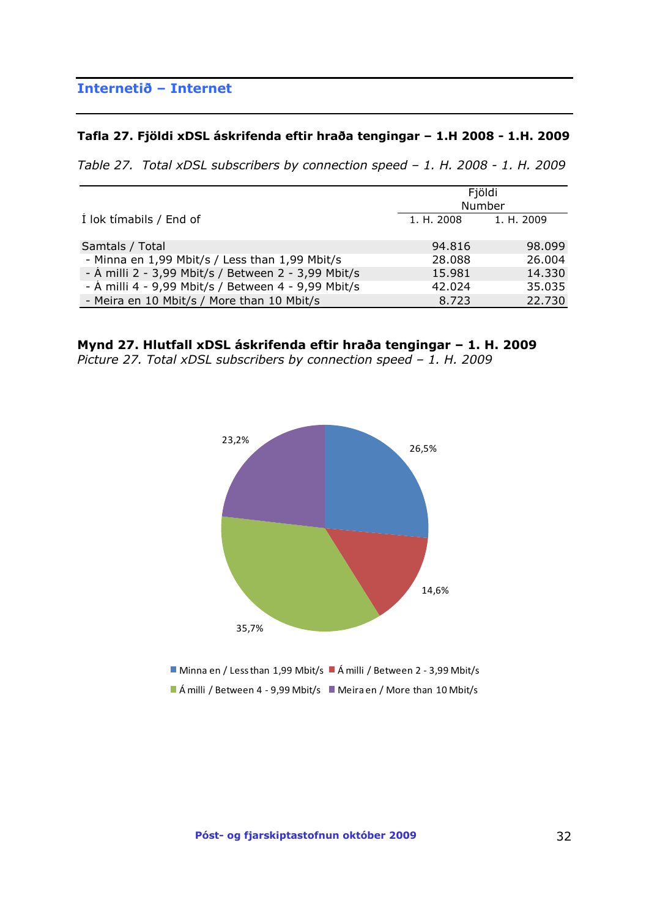## Internetið – Internet

### Tafla 27. Fjöldi xDSL áskrifenda eftir hraða tengingar – 1.H 2008 - 1.H. 2009

*Table 27. Total xDSL subscribers by connection speed – 1. H. 2008 - 1. H. 2009*

| | Fjöldi Number | |
|---|---|---|
| Í lok tímabils / End of | 1. H. 2008 | 1. H. 2009 |
| Samtals / Total | 94.816 | 98.099 |
| - Minna en 1,99 Mbit/s / Less than 1,99 Mbit/s | 28.088 | 26.004 |
| - Á milli 2 - 3,99 Mbit/s / Between 2 - 3,99 Mbit/s | 15.981 | 14.330 |
| - Á milli 4 - 9,99 Mbit/s / Between 4 - 9,99 Mbit/s | 42.024 | 35.035 |
| - Meira en 10 Mbit/s / More than 10 Mbit/s | 8.723 | 22.730 |

**Mynd 27. Hlutfall xDSL áskrifenda eftir hraða tengingar – 1. H. 2009**
*Picture 27. Total xDSL subscribers by connection speed – 1. H. 2009*

26,5%
14,6%
35,7%
23,2%

Minna en / Less than 1,99 Mbit/s; Á milli / Between 2 - 3,99 Mbit/s; Á milli / Between 4 - 9,99 Mbit/s; Meira en / More than 10 Mbit/s

Póst- og fjarskiptastofnun október 2009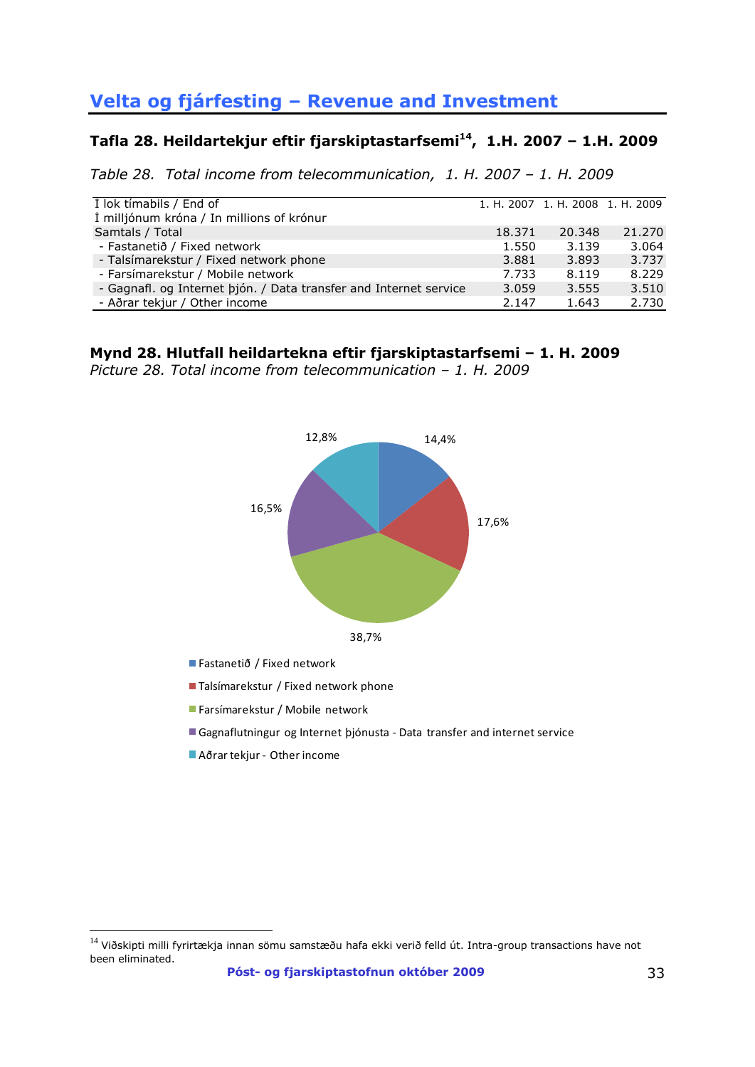## Velta og fjárfesting – Revenue and Investment

### Tafla 28. Heildartekjur eftir fjarskiptastarfsemi[14], 1.H. 2007 – 1.H. 2009

*Table 28. Total income from telecommunication, 1. H. 2007 – 1. H. 2009*

| Í lok tímabils / End of<br>Í milljónum króna / In millions of krónur | 1. H. 2007 | 1. H. 2008 | 1. H. 2009 |
|---|---|---|---|
| Samtals / Total | 18.371 | 20.348 | 21.270 |
| - Fastanetið / Fixed network | 1.550 | 3.139 | 3.064 |
| - Talsímarekstur / Fixed network phone | 3.881 | 3.893 | 3.737 |
| - Farsímarekstur / Mobile network | 7.733 | 8.119 | 8.229 |
| - Gagnafl. og Internet þjón. / Data transfer and Internet service | 3.059 | 3.555 | 3.510 |
| - Aðrar tekjur / Other income | 2.147 | 1.643 | 2.730 |

### Mynd 28. Hlutfall heildartekna eftir fjarskiptastarfsemi – 1. H. 2009

*Picture 28. Total income from telecommunication – 1. H. 2009*

| Flokkur | Hlutfall |
|---|---|
| Fastanetið / Fixed network | 14,4% |
| Talsímarekstur / Fixed network phone | 17,6% |
| Farsímarekstur / Mobile network | 38,7% |
| Gagnaflutningur og Internet þjónusta - Data transfer and internet service | 16,5% |
| Aðrar tekjur - Other income | 12,8% |

[14] Viðskipti milli fyrirtækja innan sömu samstæðu hafa ekki verið felld út. Intra-group transactions have not been eliminated.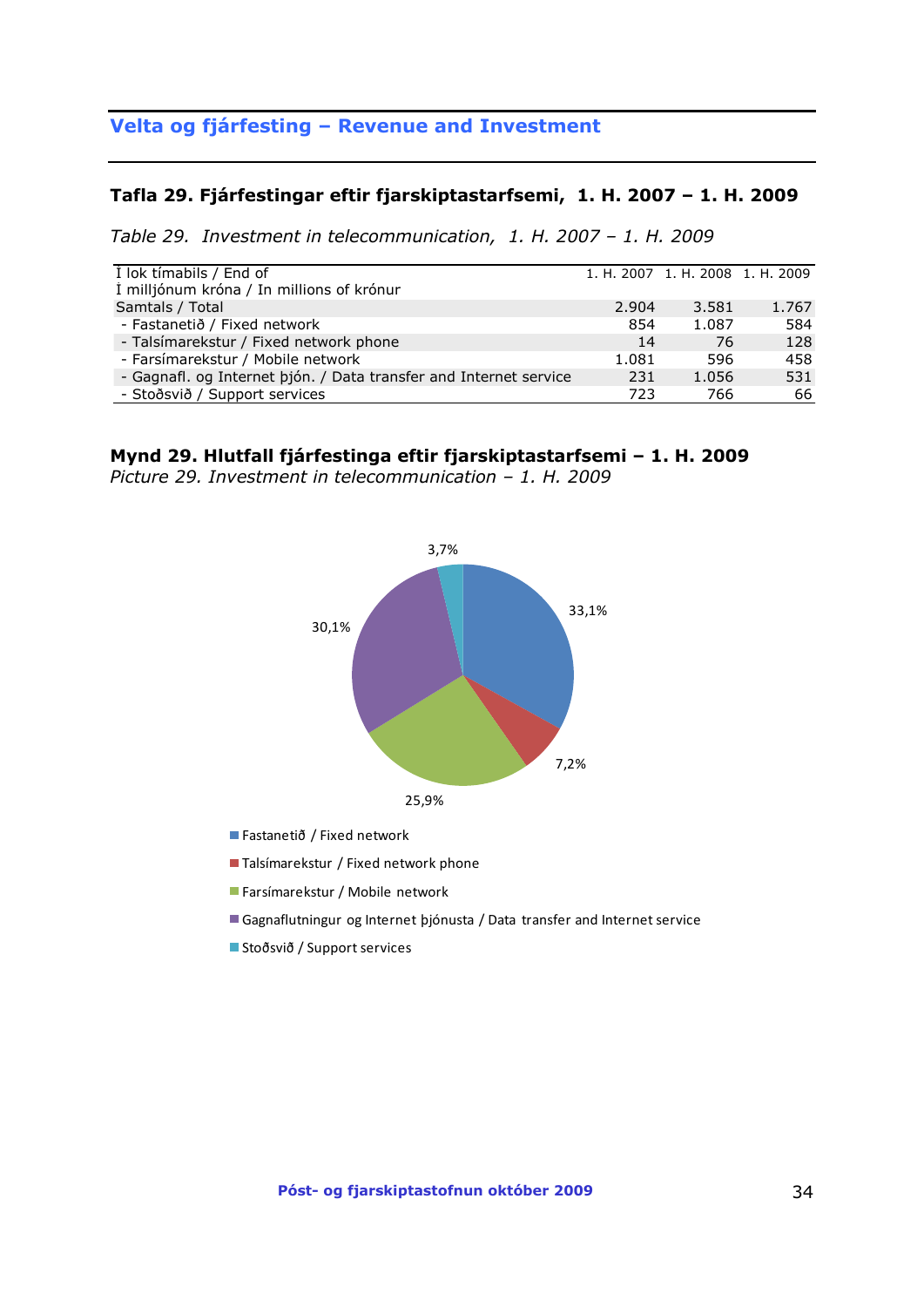## Velta og fjárfesting – Revenue and Investment

### Tafla 29. Fjárfestingar eftir fjarskiptastarfsemi, 1. H. 2007 – 1. H. 2009

*Table 29. Investment in telecommunication, 1. H. 2007 – 1. H. 2009*

| Í lok tímabils / End of<br>Í milljónum króna / In millions of krónur | 1. H. 2007 | 1. H. 2008 | 1. H. 2009 |
|---|---|---|---|
| Samtals / Total | 2.904 | 3.581 | 1.767 |
| - Fastanetið / Fixed network | 854 | 1.087 | 584 |
| - Talsímarekstur / Fixed network phone | 14 | 76 | 128 |
| - Farsímarekstur / Mobile network | 1.081 | 596 | 458 |
| - Gagnafl. og Internet þjón. / Data transfer and Internet service | 231 | 1.056 | 531 |
| - Stoðsvið / Support services | 723 | 766 | 66 |

### Mynd 29. Hlutfall fjárfestinga eftir fjarskiptastarfsemi – 1. H. 2009

*Picture 29. Investment in telecommunication – 1. H. 2009*

| | % |
|---|---|
| Fastanetið / Fixed network | 33,1% |
| Talsímarekstur / Fixed network phone | 7,2% |
| Farsímarekstur / Mobile network | 25,9% |
| Gagnaflutningur og Internet þjónusta / Data transfer and Internet service | 30,1% |
| Stoðsvið / Support services | 3,7% |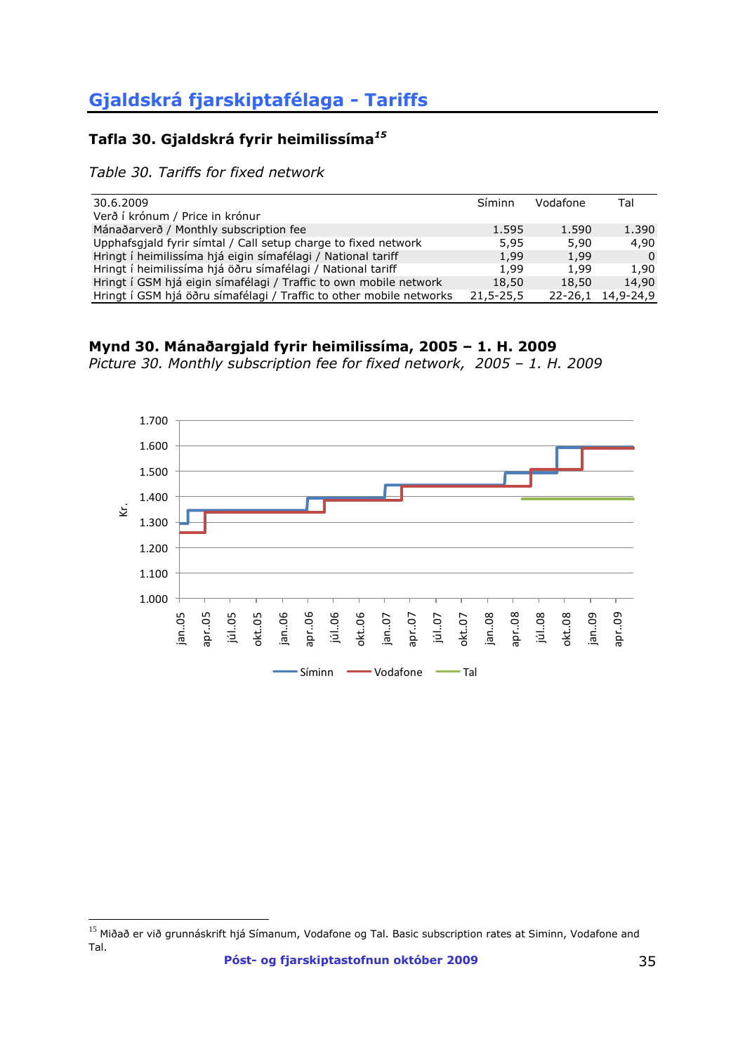## Gjaldskrá fjarskiptafélaga - Tariffs

### Tafla 30. Gjaldskrá fyrir heimilissíma[15]

*Table 30. Tariffs for fixed network*

| 30.6.2009<br>Verð í krónum / Price in krónur | Síminn | Vodafone | Tal |
|---|---|---|---|
| Mánaðarverð / Monthly subscription fee | 1.595 | 1.590 | 1.390 |
| Upphafsgjald fyrir símtal / Call setup charge to fixed network | 5,95 | 5,90 | 4,90 |
| Hringt í heimilissíma hjá eigin símafélagi / National tariff | 1,99 | 1,99 | 0 |
| Hringt í heimilissíma hjá öðru símafélagi / National tariff | 1,99 | 1,99 | 1,90 |
| Hringt í GSM hjá eigin símafélagi / Traffic to own mobile network | 18,50 | 18,50 | 14,90 |
| Hringt í GSM hjá öðru símafélagi / Traffic to other mobile networks | 21,5-25,5 | 22-26,1 | 14,9-24,9 |

### Mynd 30. Mánaðargjald fyrir heimilissíma, 2005 – 1. H. 2009

*Picture 30. Monthly subscription fee for fixed network, 2005 – 1. H. 2009*

[15] Miðað er við grunnáskrift hjá Símanum, Vodafone og Tal. Basic subscription rates at Siminn, Vodafone and Tal.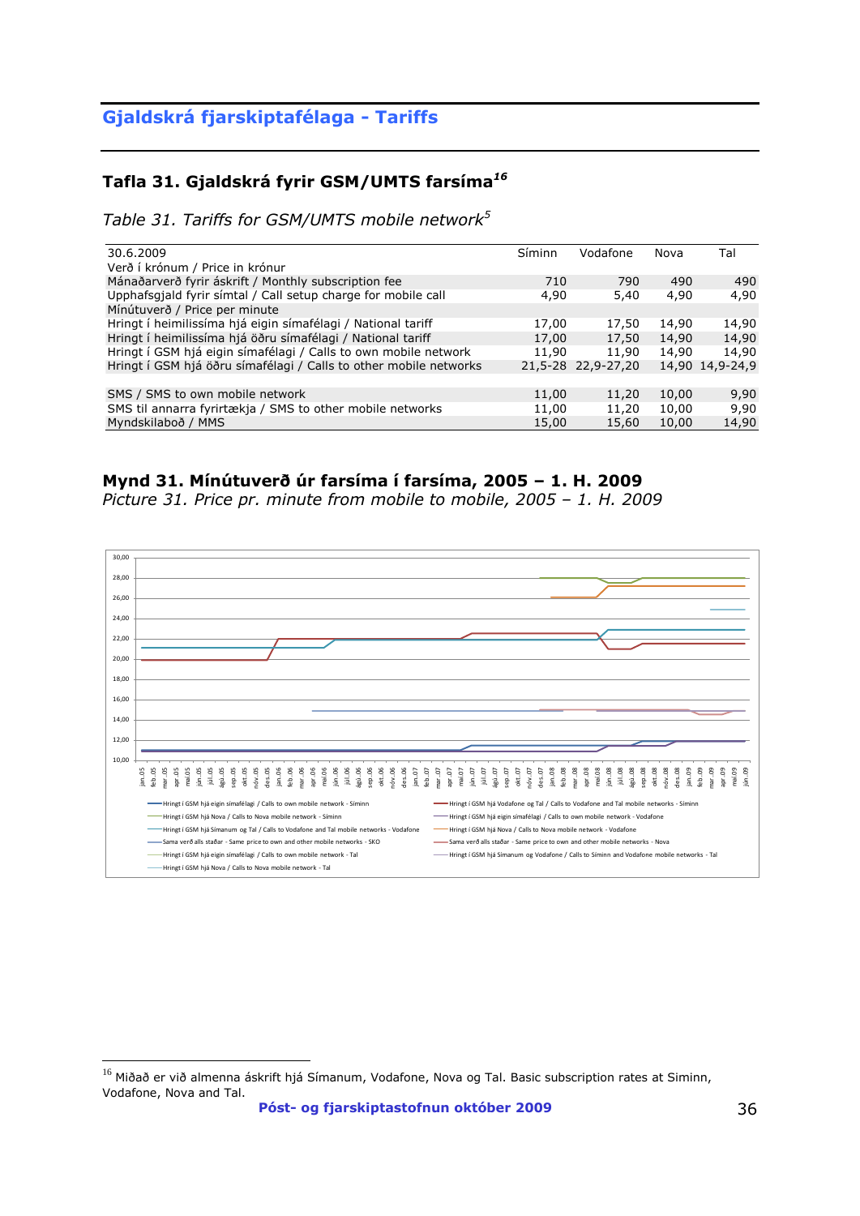## Tafla 31. Gjaldskrá fyrir GSM/UMTS farsíma[16]

*Table 31. Tariffs for GSM/UMTS mobile network[5]*

| 30.6.2009 | Síminn | Vodafone | Nova | Tal |
|---|---|---|---|---|
| Verð í krónum / Price in krónur | | | | |
| Mánaðarverð fyrir áskrift / Monthly subscription fee | 710 | 790 | 490 | 490 |
| Upphafsgjald fyrir símtal / Call setup charge for mobile call | 4,90 | 5,40 | 4,90 | 4,90 |
| Mínútuverð / Price per minute | | | | |
| Hringt í heimilissíma hjá eigin símafélagi / National tariff | 17,00 | 17,50 | 14,90 | 14,90 |
| Hringt í heimilissíma hjá öðru símafélagi / National tariff | 17,00 | 17,50 | 14,90 | 14,90 |
| Hringt í GSM hjá eigin símafélagi / Calls to own mobile network | 11,90 | 11,90 | 14,90 | 14,90 |
| Hringt í GSM hjá öðru símafélagi / Calls to other mobile networks | 21,5-28 | 22,9-27,20 | 14,90 | 14,9-24,9 |
| | | | | |
| SMS / SMS to own mobile network | 11,00 | 11,20 | 10,00 | 9,90 |
| SMS til annarra fyrirtækja / SMS to other mobile networks | 11,00 | 11,20 | 10,00 | 9,90 |
| Myndskilaboð / MMS | 15,00 | 15,60 | 10,00 | 14,90 |

## Mynd 31. Mínútuverð úr farsíma í farsíma, 2005 – 1. H. 2009

*Picture 31. Price pr. minute from mobile to mobile, 2005 – 1. H. 2009*

---

[16] Miðað er við almenna áskrift hjá Símanum, Vodafone, Nova og Tal. Basic subscription rates at Siminn, Vodafone, Nova and Tal.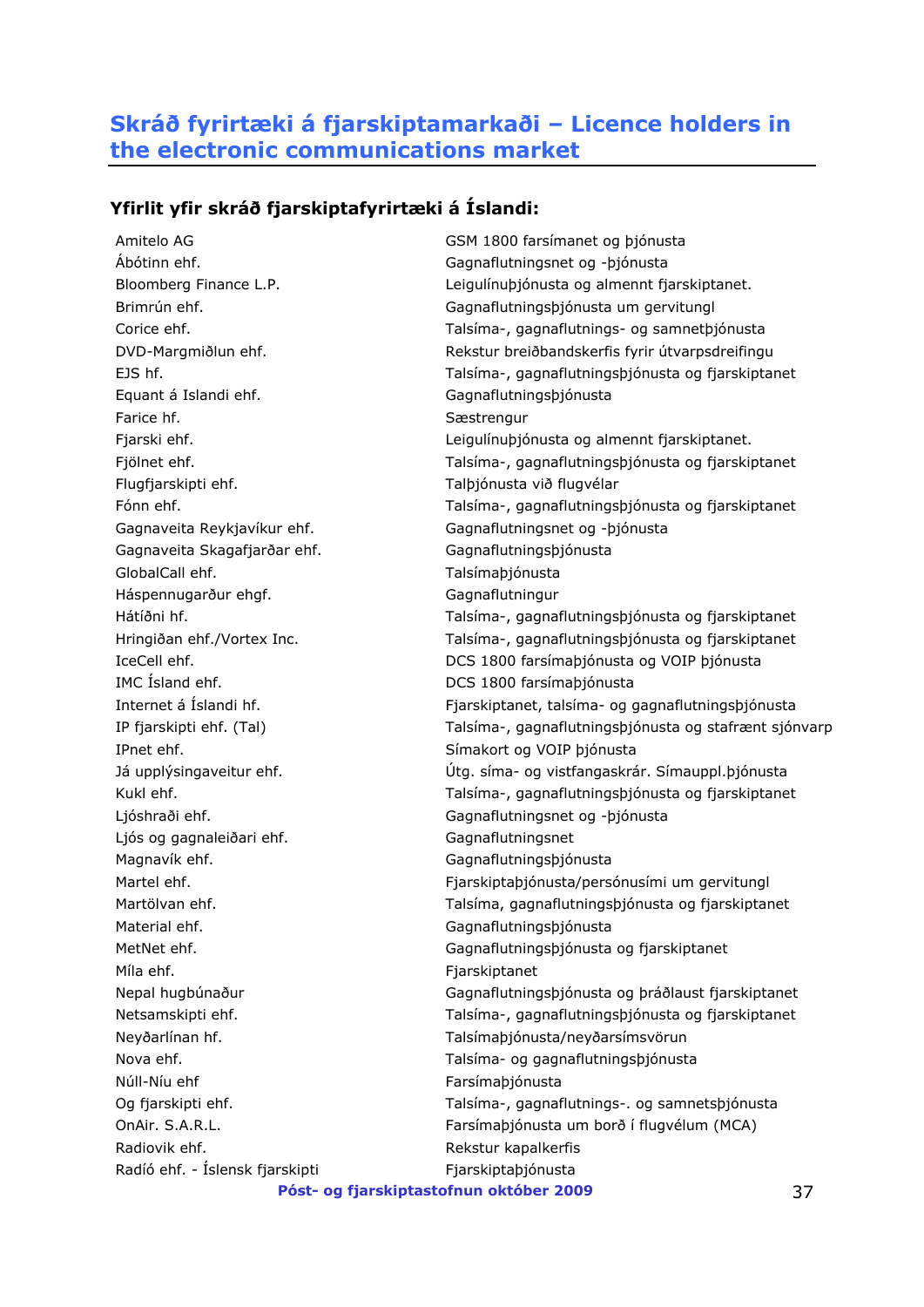## Skráð fyrirtæki á fjarskiptamarkaði – Licence holders in the electronic communications market

### Yfirlit yfir skráð fjarskiptafyrirtæki á Íslandi:

| | |
|---|---|
| Amitelo AG | GSM 1800 farsímanet og þjónusta |
| Ábótinn ehf. | Gagnaflutningsnet og -þjónusta |
| Bloomberg Finance L.P. | Leigulínuþjónusta og almennt fjarskiptanet. |
| Brimrún ehf. | Gagnaflutningsþjónusta um gervitungl |
| Corice ehf. | Talsíma-, gagnaflutnings- og samnetþjónusta |
| DVD-Margmiðlun ehf. | Rekstur breiðbandskerfis fyrir útvarpsdreifingu |
| EJS hf. | Talsíma-, gagnaflutningsþjónusta og fjarskiptanet |
| Equant á Islandi ehf. | Gagnaflutningsþjónusta |
| Farice hf. | Sæstrengur |
| Fjarski ehf. | Leigulínuþjónusta og almennt fjarskiptanet. |
| Fjölnet ehf. | Talsíma-, gagnaflutningsþjónusta og fjarskiptanet |
| Flugfjarskipti ehf. | Talþjónusta við flugvélar |
| Fónn ehf. | Talsíma-, gagnaflutningsþjónusta og fjarskiptanet |
| Gagnaveita Reykjavíkur ehf. | Gagnaflutningsnet og -þjónusta |
| Gagnaveita Skagafjarðar ehf. | Gagnaflutningsþjónusta |
| GlobalCall ehf. | Talsímaþjónusta |
| Háspennugarður ehgf. | Gagnaflutningur |
| Hátíðni hf. | Talsíma-, gagnaflutningsþjónusta og fjarskiptanet |
| Hringiðan ehf./Vortex Inc. | Talsíma-, gagnaflutningsþjónusta og fjarskiptanet |
| IceCell ehf. | DCS 1800 farsímaþjónusta og VOIP þjónusta |
| IMC Ísland ehf. | DCS 1800 farsímaþjónusta |
| Internet á Íslandi hf. | Fjarskiptanet, talsíma- og gagnaflutningsþjónusta |
| IP fjarskipti ehf. (Tal) | Talsíma-, gagnaflutningsþjónusta og stafrænt sjónvarp |
| IPnet ehf. | Símakort og VOIP þjónusta |
| Já upplýsingaveitur ehf. | Útg. síma- og vistfangaskrár. Símauppl.þjónusta |
| Kukl ehf. | Talsíma-, gagnaflutningsþjónusta og fjarskiptanet |
| Ljóshraði ehf. | Gagnaflutningsnet og -þjónusta |
| Ljós og gagnaleiðari ehf. | Gagnaflutningsnet |
| Magnavík ehf. | Gagnaflutningsþjónusta |
| Martel ehf. | Fjarskiptaþjónusta/persónusími um gervitungl |
| Martölvan ehf. | Talsíma, gagnaflutningsþjónusta og fjarskiptanet |
| Material ehf. | Gagnaflutningsþjónusta |
| MetNet ehf. | Gagnaflutningsþjónusta og fjarskiptanet |
| Míla ehf. | Fjarskiptanet |
| Nepal hugbúnaður | Gagnaflutningsþjónusta og þráðlaust fjarskiptanet |
| Netsamskipti ehf. | Talsíma-, gagnaflutningsþjónusta og fjarskiptanet |
| Neyðarlínan hf. | Talsímaþjónusta/neyðarsímsvörun |
| Nova ehf. | Talsíma- og gagnaflutningsþjónusta |
| Núll-Níu ehf | Farsímaþjónusta |
| Og fjarskipti ehf. | Talsíma-, gagnaflutnings-. og samnetsþjónusta |
| OnAir. S.A.R.L. | Farsímaþjónusta um borð í flugvélum (MCA) |
| Radiovik ehf. | Rekstur kapalkerfis |
| Radíó ehf. - Íslensk fjarskipti | Fjarskiptaþjónusta |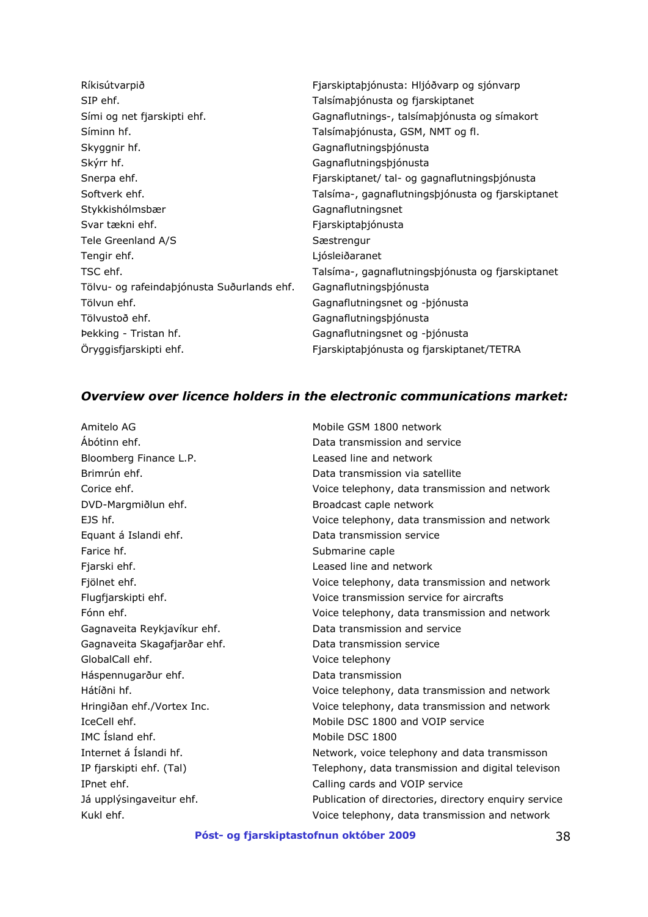| | |
|---|---|
| Ríkisútvarpið | Fjarskiptaþjónusta: Hljóðvarp og sjónvarp |
| SIP ehf. | Talsímaþjónusta og fjarskiptanet |
| Sími og net fjarskipti ehf. | Gagnaflutnings-, talsímaþjónusta og símakort |
| Síminn hf. | Talsímaþjónusta, GSM, NMT og fl. |
| Skyggnir hf. | Gagnaflutningsþjónusta |
| Skýrr hf. | Gagnaflutningsþjónusta |
| Snerpa ehf. | Fjarskiptanet/ tal- og gagnaflutningsþjónusta |
| Softverk ehf. | Talsíma-, gagnaflutningsþjónusta og fjarskiptanet |
| Stykkishólmsbær | Gagnaflutningsnet |
| Svar tækni ehf. | Fjarskiptaþjónusta |
| Tele Greenland A/S | Sæstrengur |
| Tengir ehf. | Ljósleiðaranet |
| TSC ehf. | Talsíma-, gagnaflutningsþjónusta og fjarskiptanet |
| Tölvu- og rafeindaþjónusta Suðurlands ehf. | Gagnaflutningsþjónusta |
| Tölvun ehf. | Gagnaflutningsnet og -þjónusta |
| Tölvustoð ehf. | Gagnaflutningsþjónusta |
| Þekking - Tristan hf. | Gagnaflutningsnet og -þjónusta |
| Öryggisfjarskipti ehf. | Fjarskiptaþjónusta og fjarskiptanet/TETRA |

### *Overview over licence holders in the electronic communications market:*

| | |
|---|---|
| Amitelo AG | Mobile GSM 1800 network |
| Ábótinn ehf. | Data transmission and service |
| Bloomberg Finance L.P. | Leased line and network |
| Brimrún ehf. | Data transmission via satellite |
| Corice ehf. | Voice telephony, data transmission and network |
| DVD-Margmiðlun ehf. | Broadcast caple network |
| EJS hf. | Voice telephony, data transmission and network |
| Equant á Islandi ehf. | Data transmission service |
| Farice hf. | Submarine caple |
| Fjarski ehf. | Leased line and network |
| Fjölnet ehf. | Voice telephony, data transmission and network |
| Flugfjarskipti ehf. | Voice transmission service for aircrafts |
| Fónn ehf. | Voice telephony, data transmission and network |
| Gagnaveita Reykjavíkur ehf. | Data transmission and service |
| Gagnaveita Skagafjarðar ehf. | Data transmission service |
| GlobalCall ehf. | Voice telephony |
| Háspennugarður ehf. | Data transmission |
| Hátíðni hf. | Voice telephony, data transmission and network |
| Hringiðan ehf./Vortex Inc. | Voice telephony, data transmission and network |
| IceCell ehf. | Mobile DSC 1800 and VOIP service |
| IMC Ísland ehf. | Mobile DSC 1800 |
| Internet á Íslandi hf. | Network, voice telephony and data transmisson |
| IP fjarskipti ehf. (Tal) | Telephony, data transmission and digital televison |
| IPnet ehf. | Calling cards and VOIP service |
| Já upplýsingaveitur ehf. | Publication of directories, directory enquiry service |
| Kukl ehf. | Voice telephony, data transmission and network |

**Póst- og fjarskiptastofnun október 2009**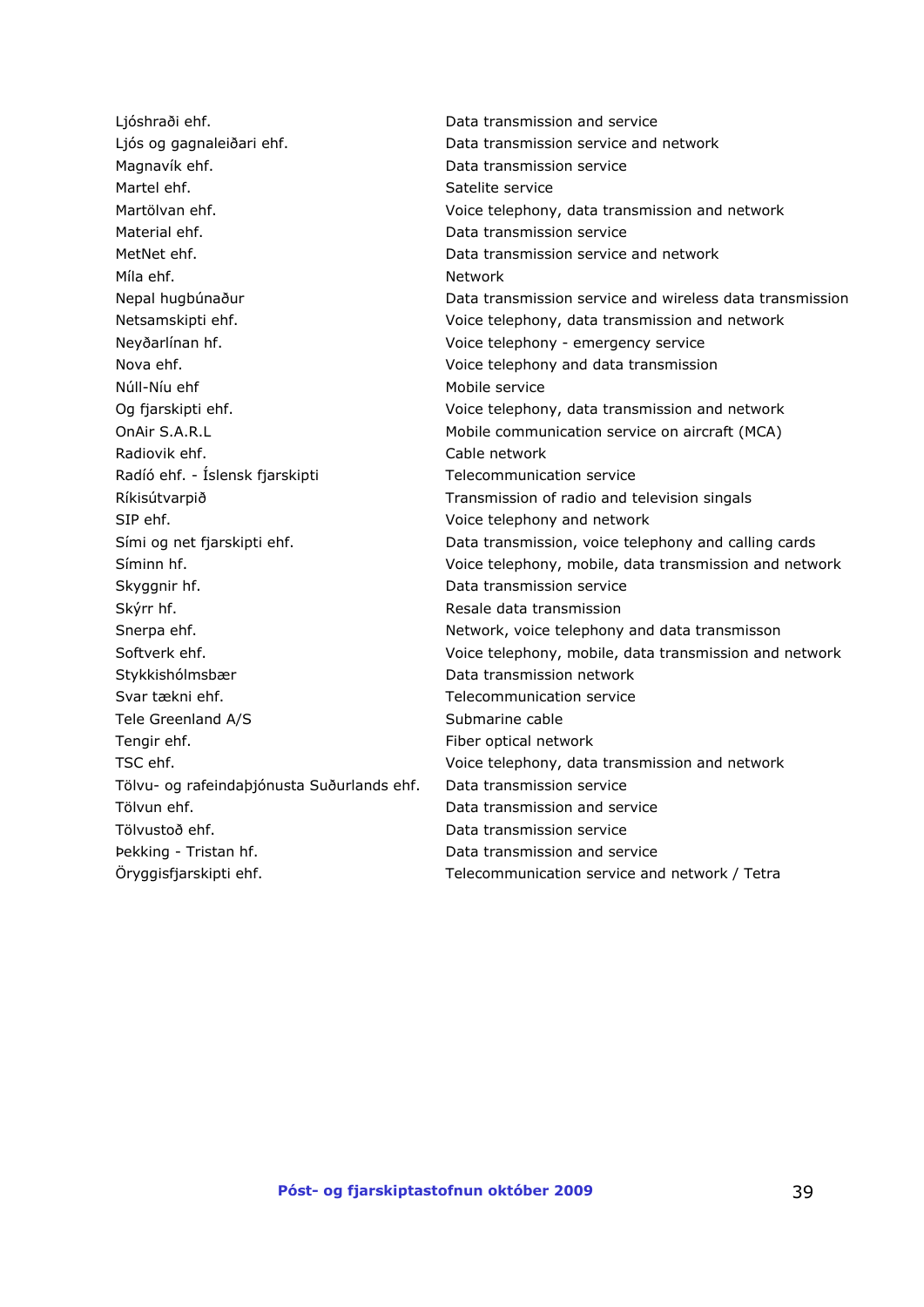| | |
|---|---|
| Ljóshraði ehf. | Data transmission and service |
| Ljós og gagnaleiðari ehf. | Data transmission service and network |
| Magnavík ehf. | Data transmission service |
| Martel ehf. | Satelite service |
| Martölvan ehf. | Voice telephony, data transmission and network |
| Material ehf. | Data transmission service |
| MetNet ehf. | Data transmission service and network |
| Míla ehf. | Network |
| Nepal hugbúnaður | Data transmission service and wireless data transmission |
| Netsamskipti ehf. | Voice telephony, data transmission and network |
| Neyðarlínan hf. | Voice telephony - emergency service |
| Nova ehf. | Voice telephony and data transmission |
| Núll-Níu ehf | Mobile service |
| Og fjarskipti ehf. | Voice telephony, data transmission and network |
| OnAir S.A.R.L | Mobile communication service on aircraft (MCA) |
| Radiovik ehf. | Cable network |
| Radíó ehf. - Íslensk fjarskipti | Telecommunication service |
| Ríkisútvarpið | Transmission of radio and television singals |
| SIP ehf. | Voice telephony and network |
| Sími og net fjarskipti ehf. | Data transmission, voice telephony and calling cards |
| Síminn hf. | Voice telephony, mobile, data transmission and network |
| Skyggnir hf. | Data transmission service |
| Skýrr hf. | Resale data transmission |
| Snerpa ehf. | Network, voice telephony and data transmisson |
| Softverk ehf. | Voice telephony, mobile, data transmission and network |
| Stykkishólmsbær | Data transmission network |
| Svar tækni ehf. | Telecommunication service |
| Tele Greenland A/S | Submarine cable |
| Tengir ehf. | Fiber optical network |
| TSC ehf. | Voice telephony, data transmission and network |
| Tölvu- og rafeindaþjónusta Suðurlands ehf. | Data transmission service |
| Tölvun ehf. | Data transmission and service |
| Tölvustoð ehf. | Data transmission service |
| Þekking - Tristan hf. | Data transmission and service |
| Öryggisfjarskipti ehf. | Telecommunication service and network / Tetra |